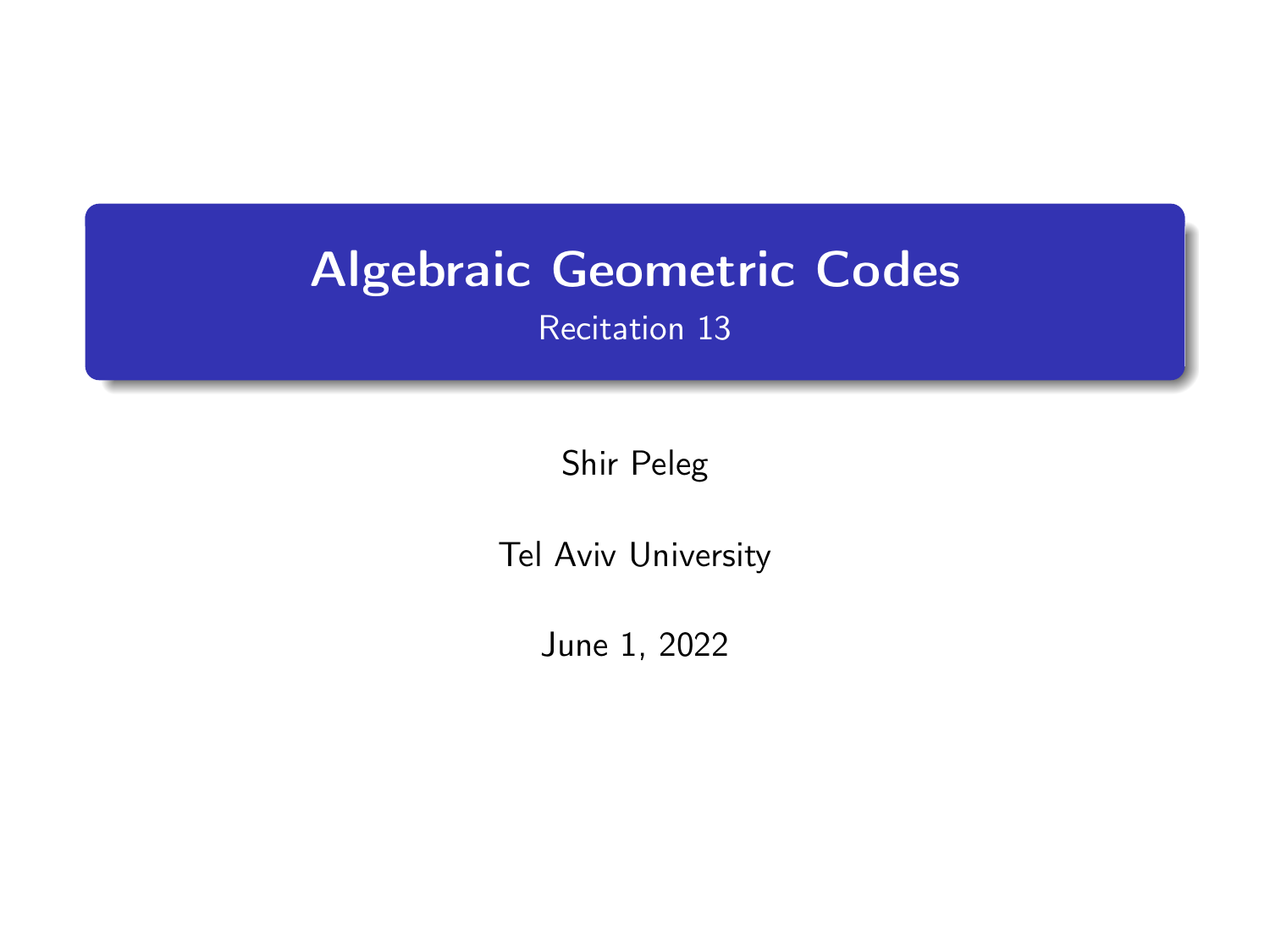# Algebraic Geometric Codes

## Recitation 13

Shir Peleg

Tel Aviv University

June 1, 2022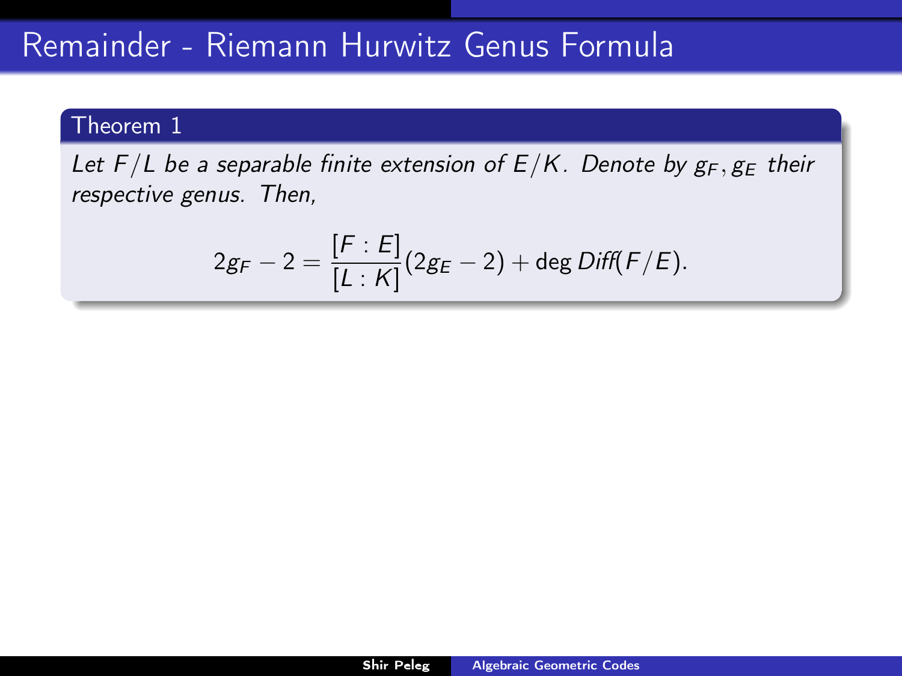# Remainder - Riemann Hurwitz Genus Formula

**Theorem 1**

*Let $F/L$ be a separable finite extension of $E/K$. Denote by $g_F, g_E$ their respective genus. Then,*

$$2g_F - 2 = \frac{[F:E]}{[L:K]}(2g_E - 2) + \deg \mathit{Diff}(F/E).$$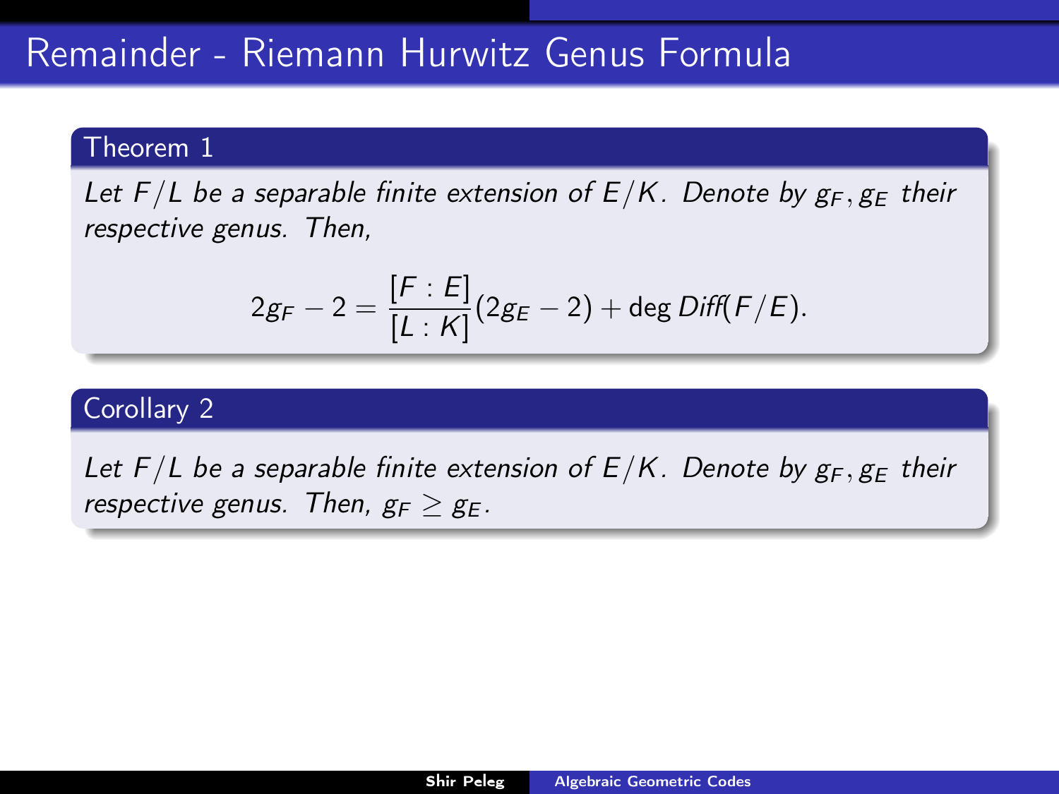# Remainder - Riemann Hurwitz Genus Formula

**Theorem 1**

*Let $F/L$ be a separable finite extension of $E/K$. Denote by $g_F, g_E$ their respective genus. Then,*

$$2g_F - 2 = \frac{[F:E]}{[L:K]}(2g_E - 2) + \deg \mathit{Diff}(F/E).$$

**Corollary 2**

*Let $F/L$ be a separable finite extension of $E/K$. Denote by $g_F, g_E$ their respective genus. Then, $g_F \geq g_E$.*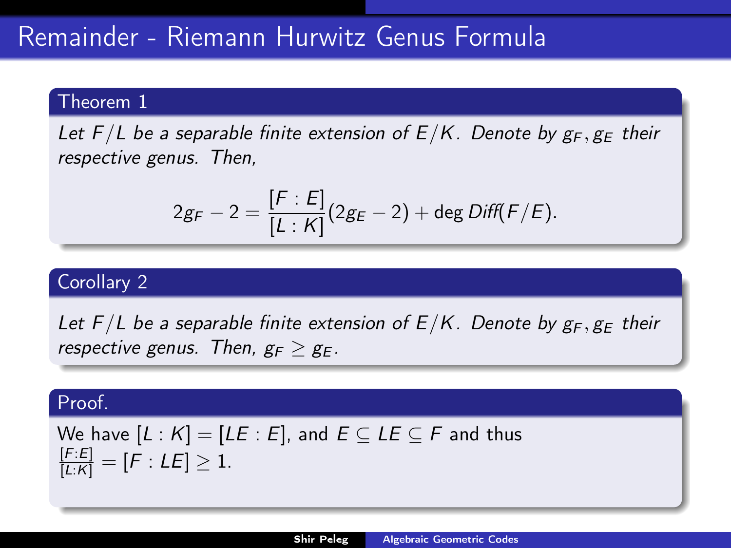# Remainder - Riemann Hurwitz Genus Formula

**Theorem 1**

*Let $F/L$ be a separable finite extension of $E/K$. Denote by $g_F, g_E$ their respective genus. Then,*

$$2g_F - 2 = \frac{[F:E]}{[L:K]}(2g_E - 2) + \deg Diff(F/E).$$

**Corollary 2**

*Let $F/L$ be a separable finite extension of $E/K$. Denote by $g_F, g_E$ their respective genus. Then, $g_F \geq g_E$.*

**Proof.**

We have $[L:K] = [LE:E]$, and $E \subseteq LE \subseteq F$ and thus $\frac{[F:E]}{[L:K]} = [F:LE] \geq 1$.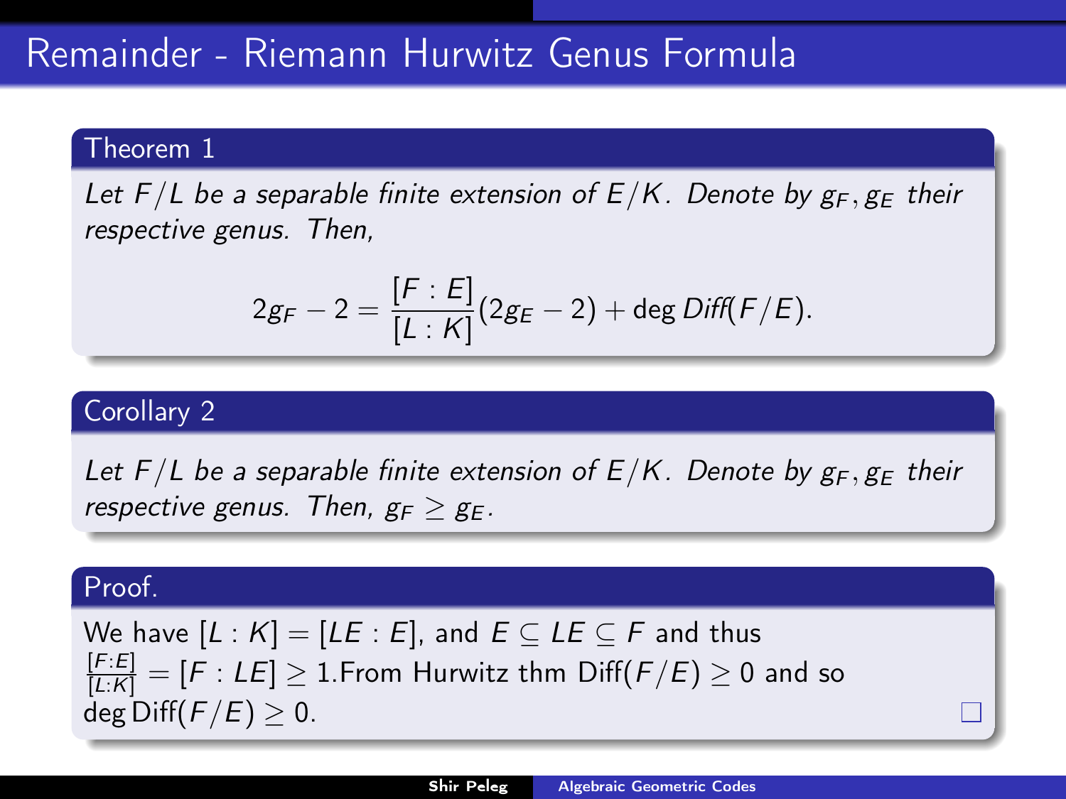# Remainder - Riemann Hurwitz Genus Formula

**Theorem 1**

*Let $F/L$ be a separable finite extension of $E/K$. Denote by $g_F, g_E$ their respective genus. Then,*

$$2g_F - 2 = \frac{[F:E]}{[L:K]}(2g_E - 2) + \deg \mathit{Diff}(F/E).$$

**Corollary 2**

*Let $F/L$ be a separable finite extension of $E/K$. Denote by $g_F, g_E$ their respective genus. Then, $g_F \geq g_E$.*

**Proof.**

We have $[L:K] = [LE:E]$, and $E \subseteq LE \subseteq F$ and thus $\frac{[F:E]}{[L:K]} = [F:LE] \geq 1$.From Hurwitz thm $\mathrm{Diff}(F/E) \geq 0$ and so $\deg \mathrm{Diff}(F/E) \geq 0$. □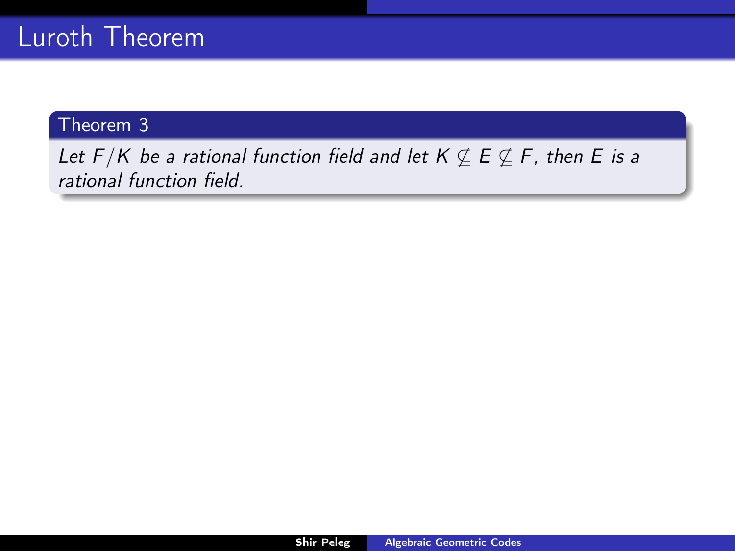# Luroth Theorem

**Theorem 3**

*Let $F/K$ be a rational function field and let $K \not\subseteq E \not\subseteq F$, then $E$ is a rational function field.*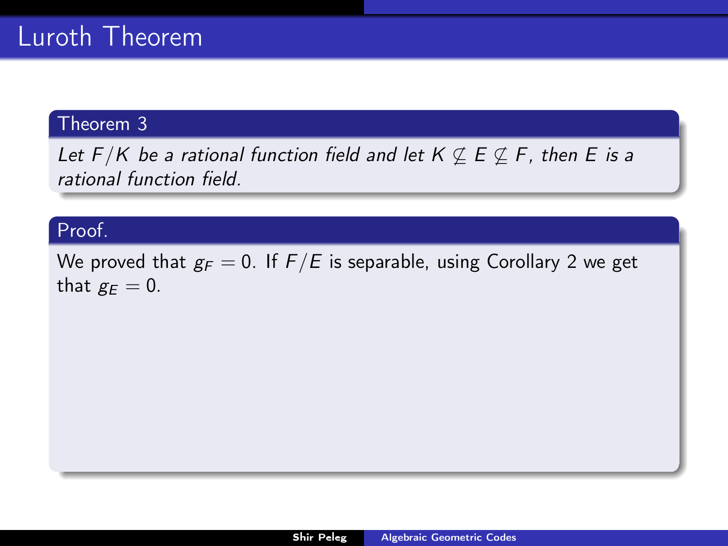# Luroth Theorem

**Theorem 3**

*Let $F/K$ be a rational function field and let $K \subsetneq E \subsetneq F$, then $E$ is a rational function field.*

**Proof.**

We proved that $g_F = 0$. If $F/E$ is separable, using Corollary 2 we get that $g_E = 0$.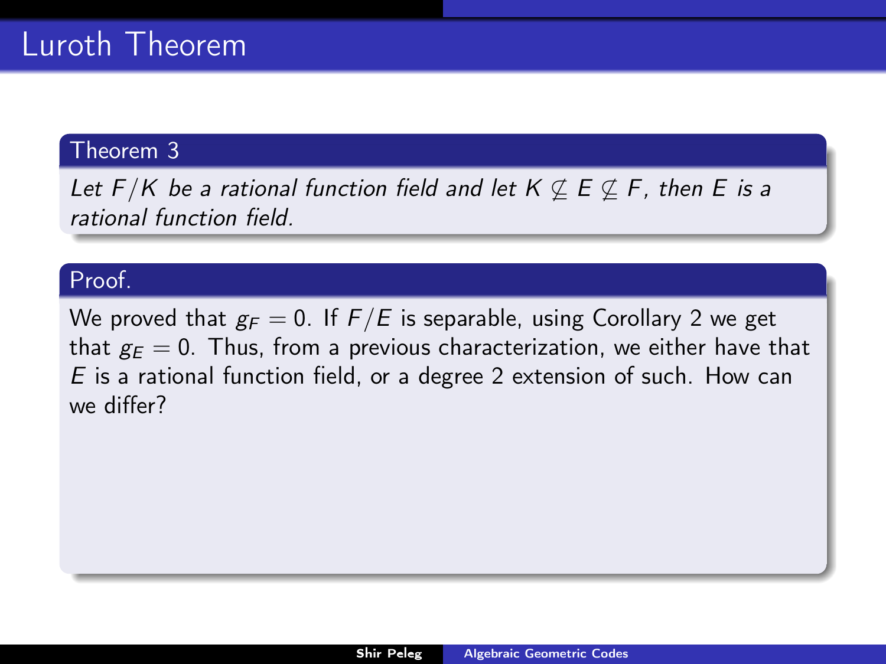# Luroth Theorem

**Theorem 3**

*Let $F/K$ be a rational function field and let $K \not\subseteq E \not\subseteq F$, then $E$ is a rational function field.*

**Proof.**

We proved that $g_F = 0$. If $F/E$ is separable, using Corollary 2 we get that $g_E = 0$. Thus, from a previous characterization, we either have that $E$ is a rational function field, or a degree 2 extension of such. How can we differ?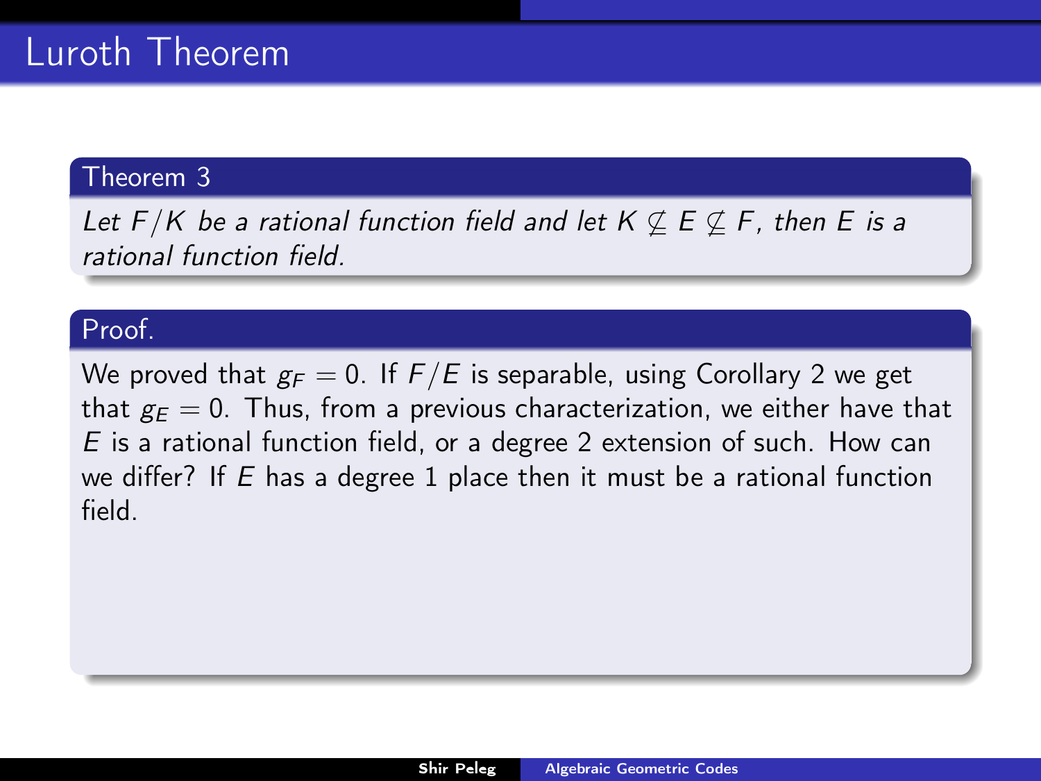# Luroth Theorem

**Theorem 3**

*Let $F/K$ be a rational function field and let $K \not\subseteq E \not\subseteq F$, then $E$ is a rational function field.*

**Proof.**

We proved that $g_F = 0$. If $F/E$ is separable, using Corollary 2 we get that $g_E = 0$. Thus, from a previous characterization, we either have that $E$ is a rational function field, or a degree 2 extension of such. How can we differ? If $E$ has a degree 1 place then it must be a rational function field.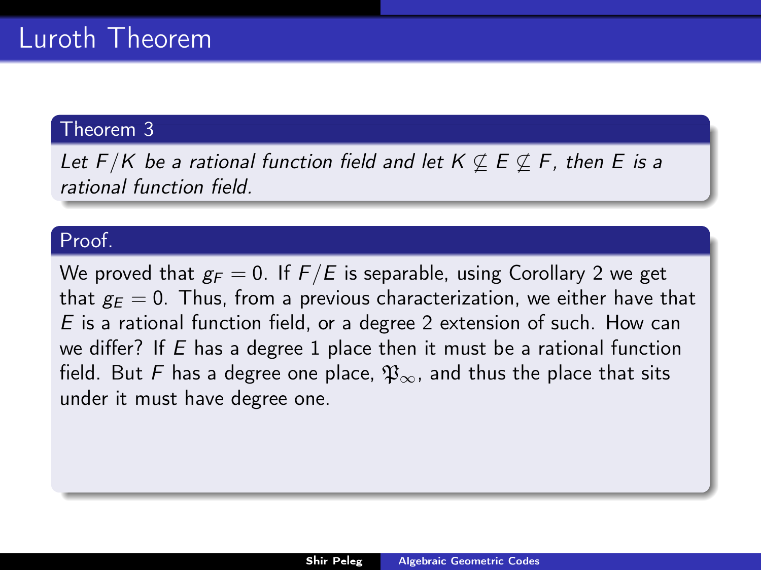# Luroth Theorem

**Theorem 3**

*Let $F/K$ be a rational function field and let $K \not\subseteq E \not\subseteq F$, then $E$ is a rational function field.*

**Proof.**

We proved that $g_F = 0$. If $F/E$ is separable, using Corollary 2 we get that $g_E = 0$. Thus, from a previous characterization, we either have that $E$ is a rational function field, or a degree 2 extension of such. How can we differ? If $E$ has a degree 1 place then it must be a rational function field. But $F$ has a degree one place, $\mathfrak{P}_\infty$, and thus the place that sits under it must have degree one.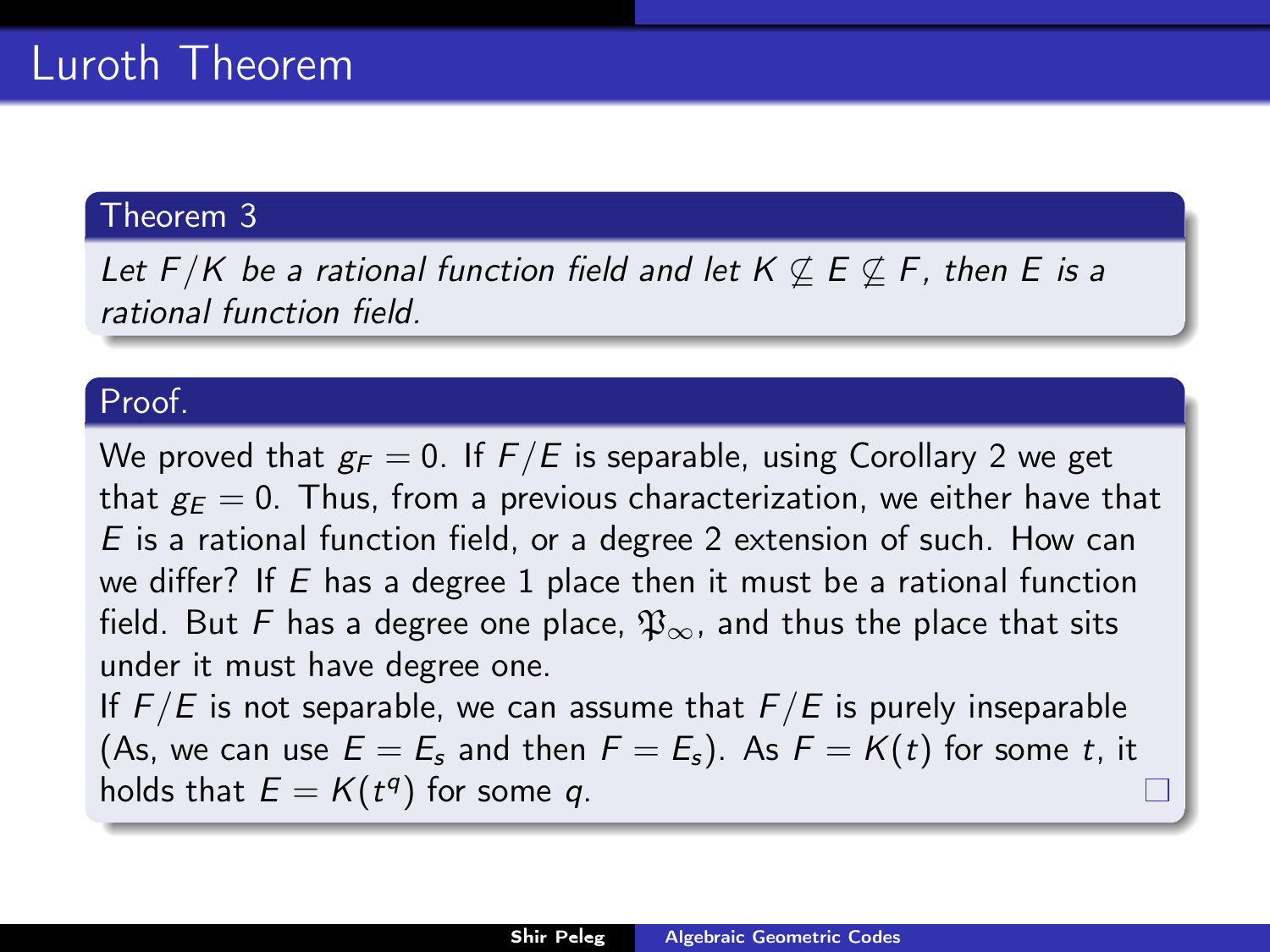# Luroth Theorem

**Theorem 3**

*Let $F/K$ be a rational function field and let $K \subsetneq E \subsetneq F$, then $E$ is a rational function field.*

**Proof.**

We proved that $g_F = 0$. If $F/E$ is separable, using Corollary 2 we get that $g_E = 0$. Thus, from a previous characterization, we either have that $E$ is a rational function field, or a degree 2 extension of such. How can we differ? If $E$ has a degree 1 place then it must be a rational function field. But $F$ has a degree one place, $\mathfrak{P}_\infty$, and thus the place that sits under it must have degree one.

If $F/E$ is not separable, we can assume that $F/E$ is purely inseparable (As, we can use $E = E_s$ and then $F = E_s$). As $F = K(t)$ for some $t$, it holds that $E = K(t^q)$ for some $q$. □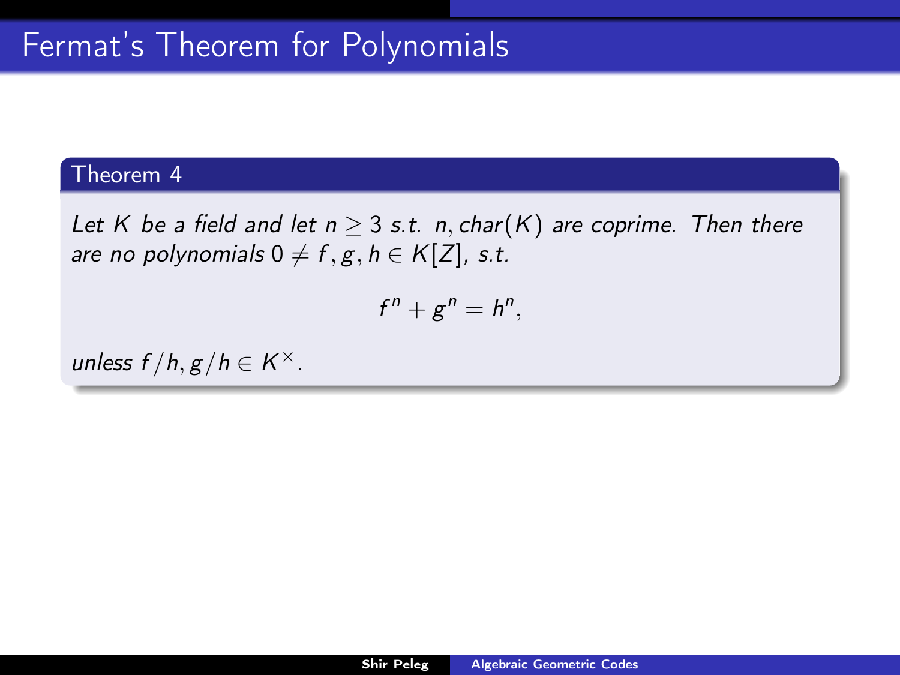# Fermat's Theorem for Polynomials

**Theorem 4**

*Let $K$ be a field and let $n \geq 3$ s.t. $n, char(K)$ are coprime. Then there are no polynomials $0 \neq f, g, h \in K[Z]$, s.t.*

$$f^n + g^n = h^n,$$

*unless $f/h, g/h \in K^{\times}$.*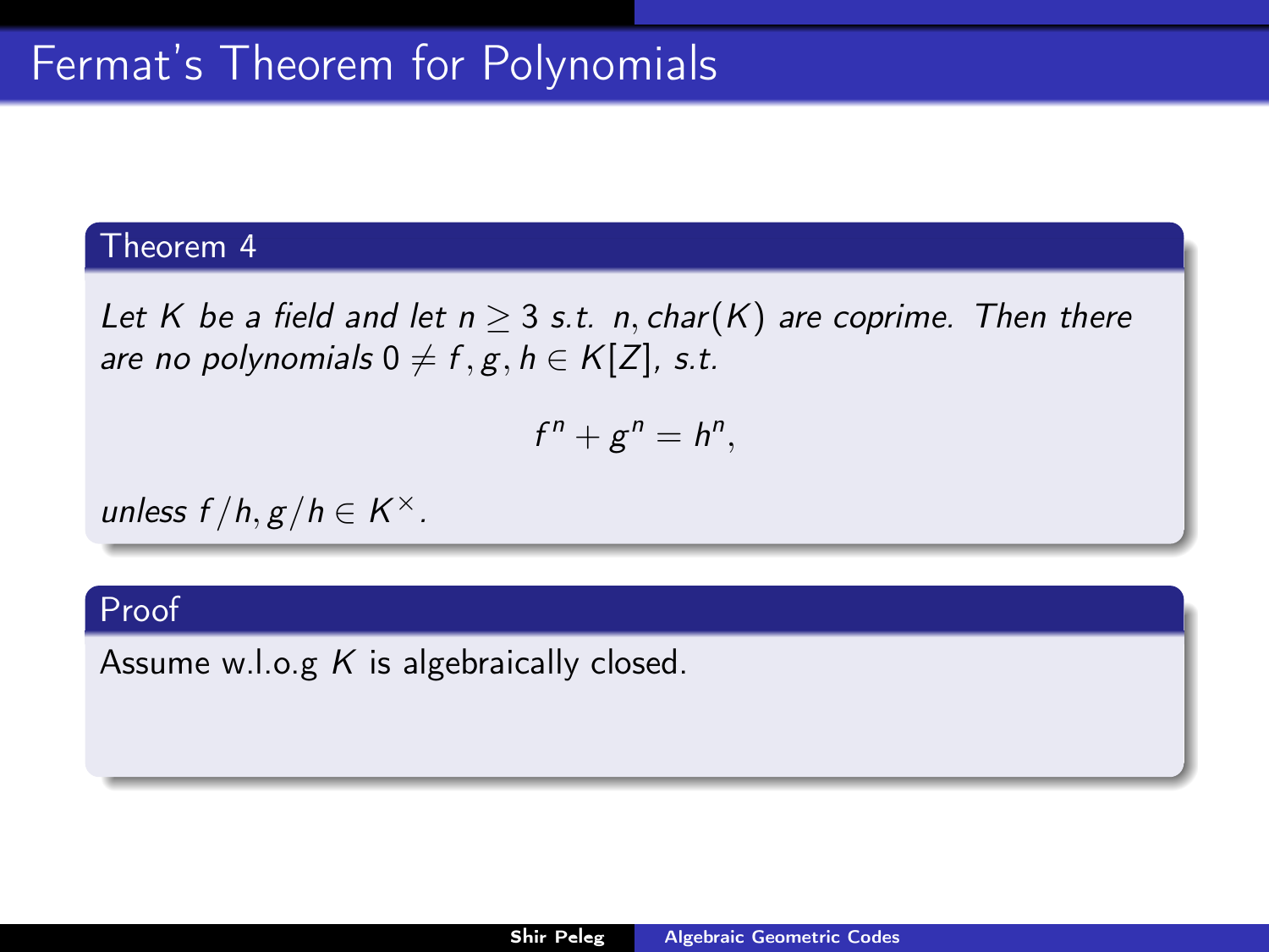# Fermat's Theorem for Polynomials

### Theorem 4

*Let $K$ be a field and let $n \geq 3$ s.t. $n, char(K)$ are coprime. Then there are no polynomials $0 \neq f, g, h \in K[Z]$, s.t.*

$$f^n + g^n = h^n,$$

*unless $f/h, g/h \in K^\times$.*

### Proof

Assume w.l.o.g $K$ is algebraically closed.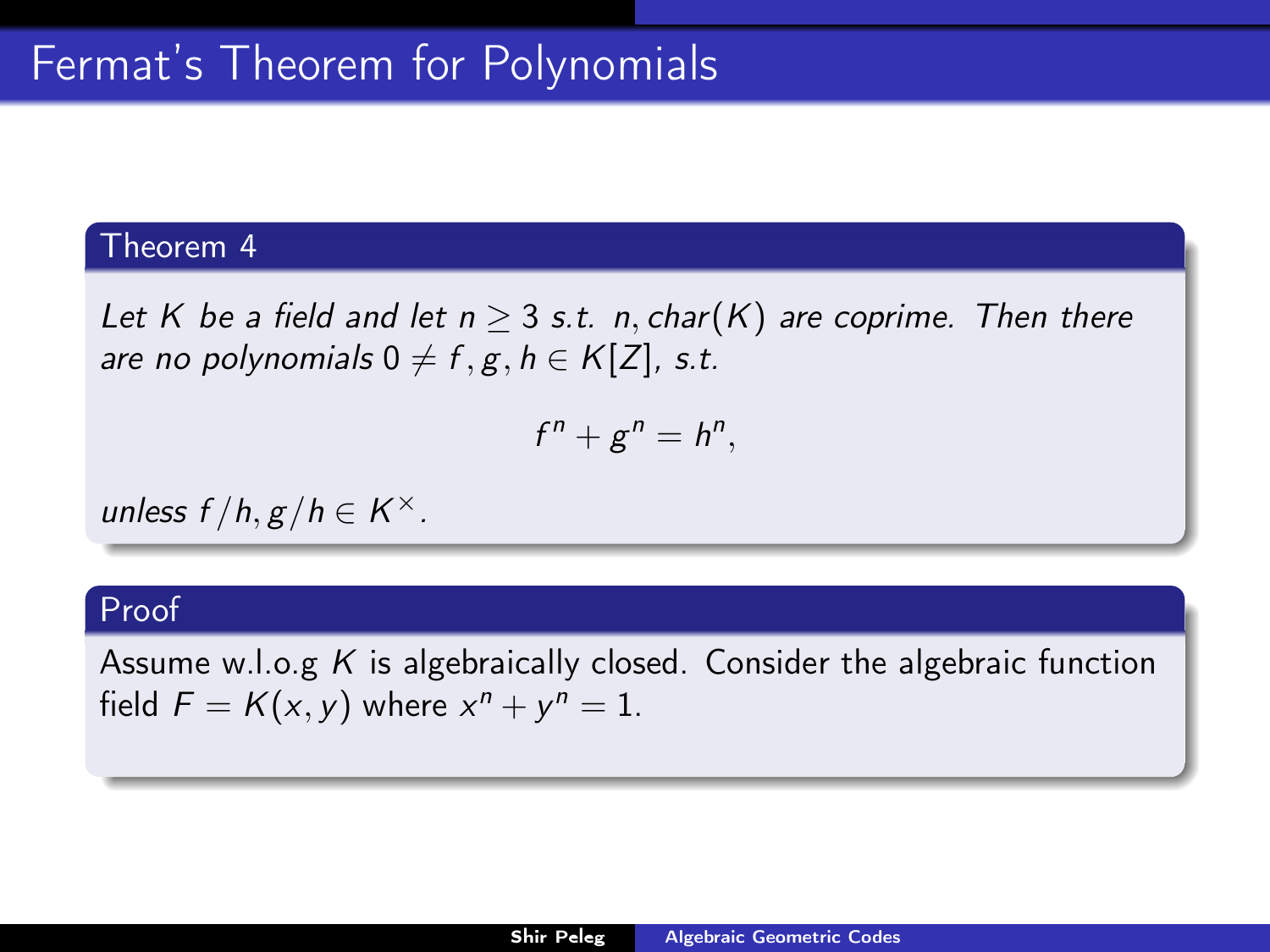# Fermat's Theorem for Polynomials

**Theorem 4**

*Let $K$ be a field and let $n \geq 3$ s.t. $n, char(K)$ are coprime. Then there are no polynomials $0 \neq f, g, h \in K[Z]$, s.t.*

$$f^n + g^n = h^n,$$

*unless $f/h, g/h \in K^\times$.*

**Proof**

Assume w.l.o.g $K$ is algebraically closed. Consider the algebraic function field $F = K(x, y)$ where $x^n + y^n = 1$.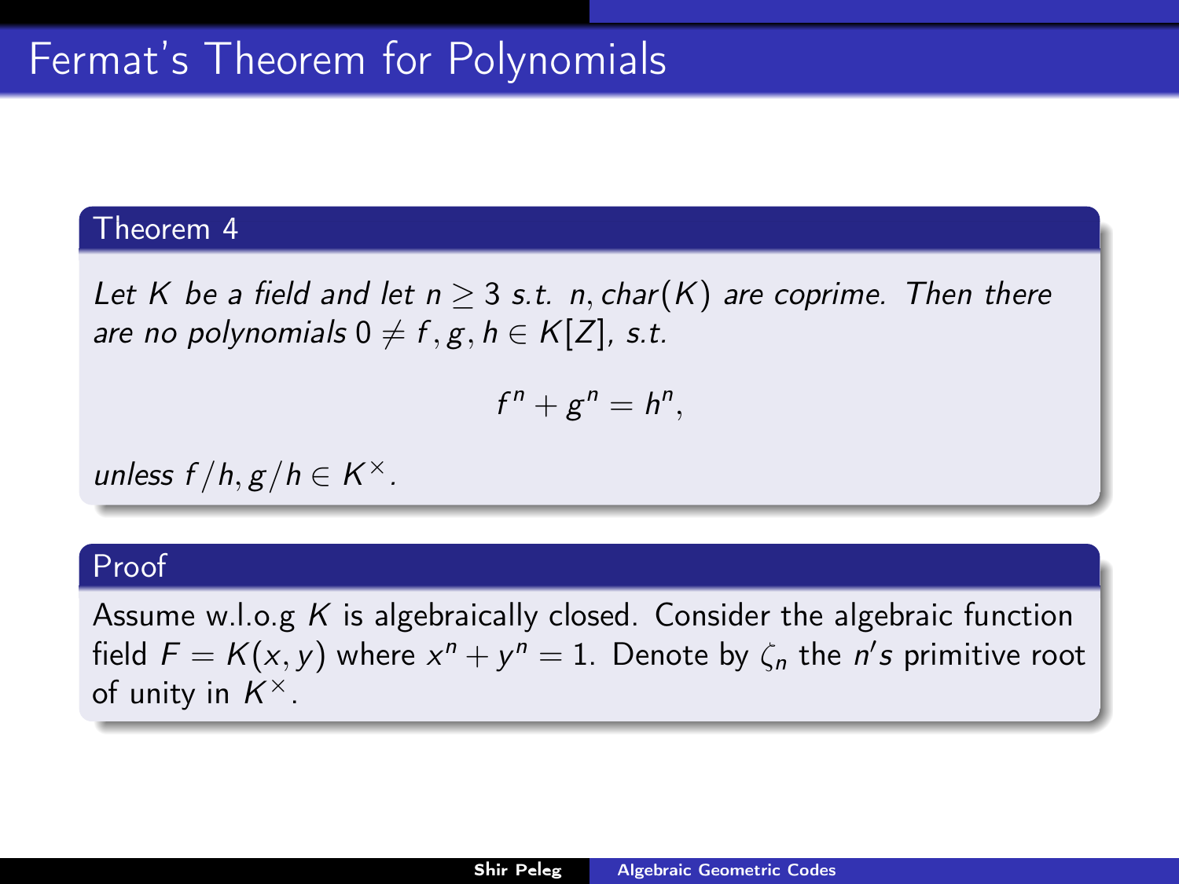# Fermat's Theorem for Polynomials

### Theorem 4

*Let $K$ be a field and let $n \geq 3$ s.t. $n, char(K)$ are coprime. Then there are no polynomials $0 \neq f, g, h \in K[Z]$, s.t.*

$$f^n + g^n = h^n,$$

*unless $f/h, g/h \in K^\times$.*

### Proof

Assume w.l.o.g $K$ is algebraically closed. Consider the algebraic function field $F = K(x, y)$ where $x^n + y^n = 1$. Denote by $\zeta_n$ the $n's$ primitive root of unity in $K^\times$.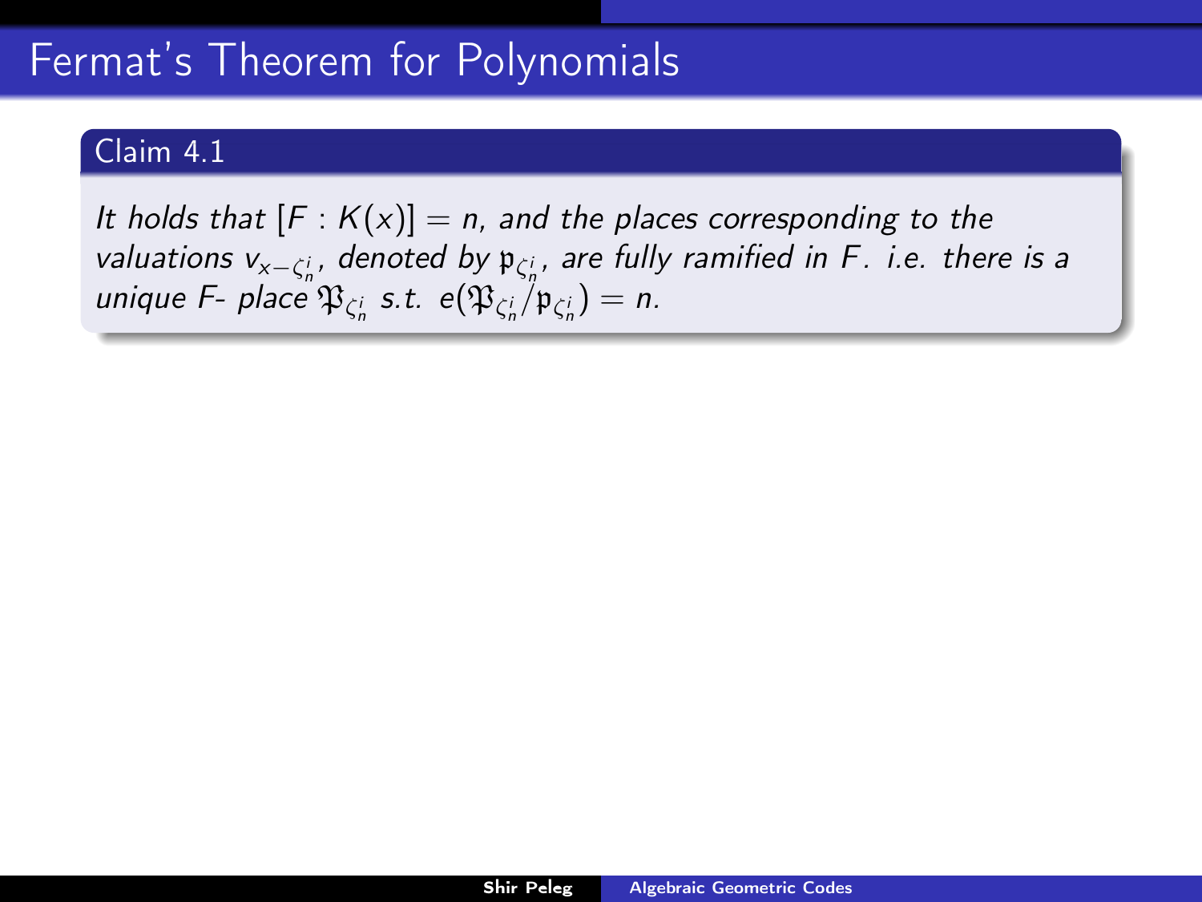# Fermat's Theorem for Polynomials

**Claim 4.1**

*It holds that $[F : K(x)] = n$, and the places corresponding to the valuations $v_{x-\zeta_n^i}$, denoted by $\mathfrak{p}_{\zeta_n^i}$, are fully ramified in $F$. i.e. there is a unique $F$- place $\mathfrak{P}_{\zeta_n^i}$ s.t. $e(\mathfrak{P}_{\zeta_n^i}/\mathfrak{p}_{\zeta_n^i}) = n$.*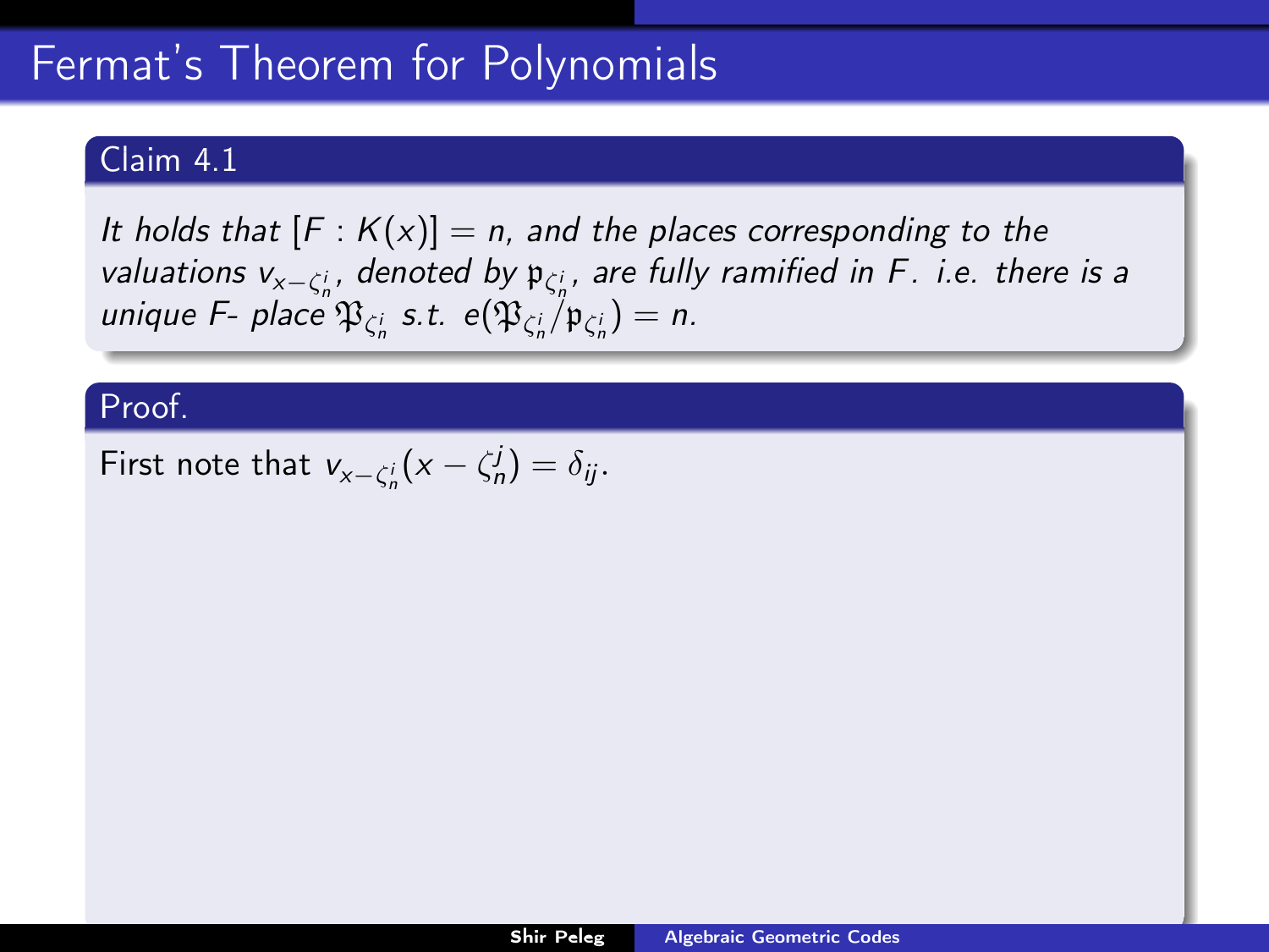# Fermat's Theorem for Polynomials

**Claim 4.1**

*It holds that $[F : K(x)] = n$, and the places corresponding to the valuations $v_{x-\zeta_n^i}$, denoted by $\mathfrak{p}_{\zeta_n^i}$, are fully ramified in $F$. i.e. there is a unique $F$- place $\mathfrak{P}_{\zeta_n^i}$ s.t. $e(\mathfrak{P}_{\zeta_n^i}/\mathfrak{p}_{\zeta_n^i}) = n$.*

**Proof.**

First note that $v_{x-\zeta_n^i}(x - \zeta_n^j) = \delta_{ij}$.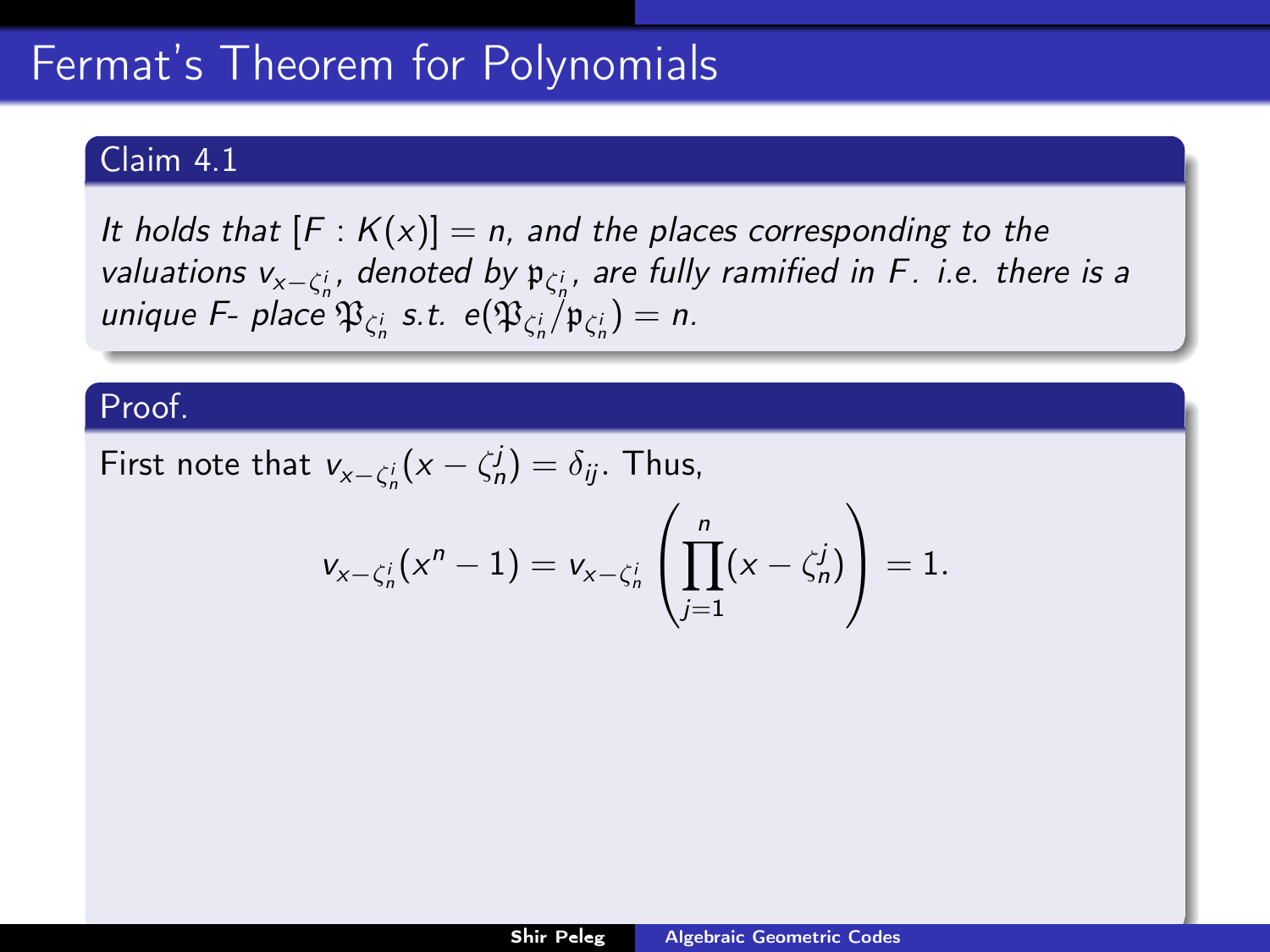# Fermat's Theorem for Polynomials

**Claim 4.1**

*It holds that $[F : K(x)] = n$, and the places corresponding to the valuations $v_{x-\zeta_n^i}$, denoted by $\mathfrak{p}_{\zeta_n^i}$, are fully ramified in $F$. i.e. there is a unique $F$- place $\mathfrak{P}_{\zeta_n^i}$ s.t. $e(\mathfrak{P}_{\zeta_n^i}/\mathfrak{p}_{\zeta_n^i}) = n$.*

**Proof.**

First note that $v_{x-\zeta_n^i}(x - \zeta_n^j) = \delta_{ij}$. Thus,

$$v_{x-\zeta_n^i}(x^n - 1) = v_{x-\zeta_n^i}\left(\prod_{j=1}^{n}(x - \zeta_n^j)\right) = 1.$$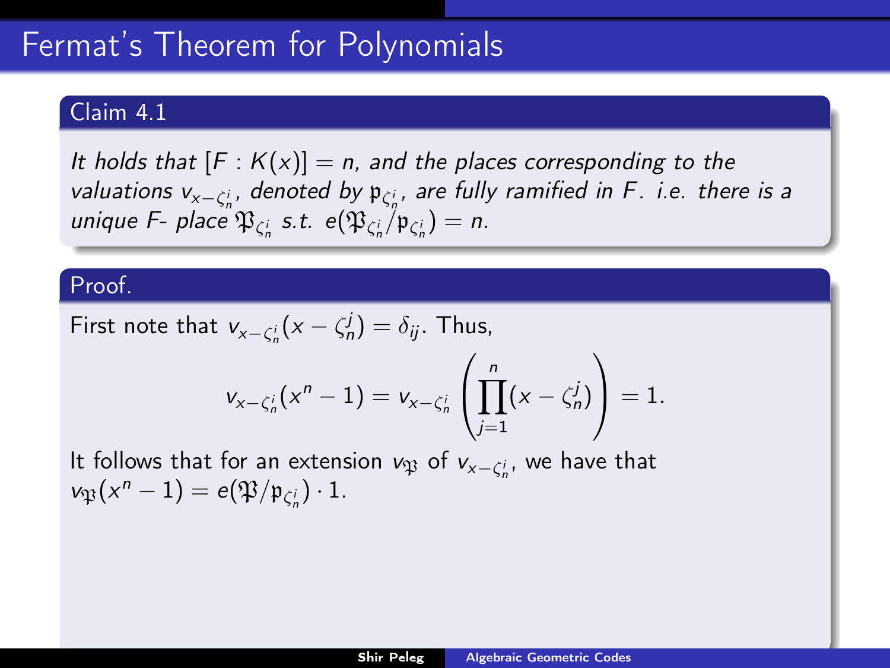# Fermat's Theorem for Polynomials

**Claim 4.1**

*It holds that $[F : K(x)] = n$, and the places corresponding to the valuations $v_{x-\zeta_n^i}$, denoted by $\mathfrak{p}_{\zeta_n^i}$, are fully ramified in $F$. i.e. there is a unique $F$- place $\mathfrak{P}_{\zeta_n^i}$ s.t. $e(\mathfrak{P}_{\zeta_n^i}/\mathfrak{p}_{\zeta_n^i}) = n$.*

**Proof.**

First note that $v_{x-\zeta_n^i}(x - \zeta_n^j) = \delta_{ij}$. Thus,

$$v_{x-\zeta_n^i}(x^n - 1) = v_{x-\zeta_n^i}\left(\prod_{j=1}^{n}(x - \zeta_n^j)\right) = 1.$$

It follows that for an extension $v_{\mathfrak{P}}$ of $v_{x-\zeta_n^i}$, we have that $v_{\mathfrak{P}}(x^n - 1) = e(\mathfrak{P}/\mathfrak{p}_{\zeta_n^i}) \cdot 1$.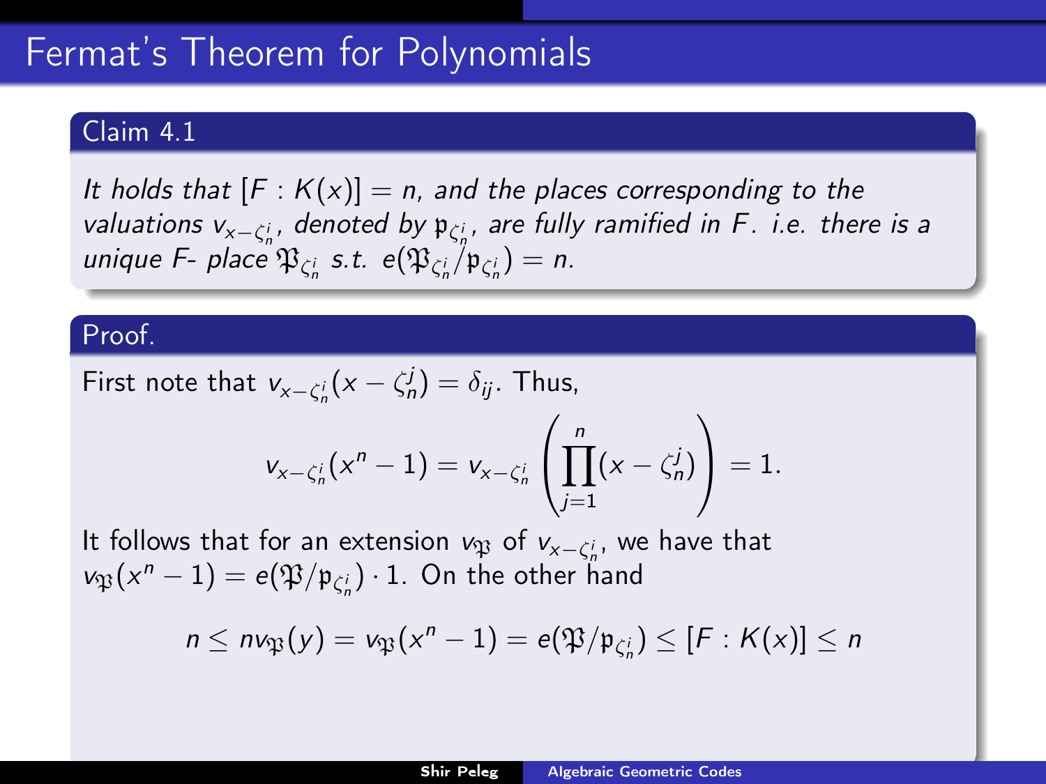# Fermat's Theorem for Polynomials

**Claim 4.1**

*It holds that $[F : K(x)] = n$, and the places corresponding to the valuations $v_{x-\zeta_n^i}$, denoted by $\mathfrak{p}_{\zeta_n^i}$, are fully ramified in $F$. i.e. there is a unique $F$- place $\mathfrak{P}_{\zeta_n^i}$ s.t. $e(\mathfrak{P}_{\zeta_n^i}/\mathfrak{p}_{\zeta_n^i}) = n$.*

**Proof.**

First note that $v_{x-\zeta_n^i}(x - \zeta_n^j) = \delta_{ij}$. Thus,

$$v_{x-\zeta_n^i}(x^n - 1) = v_{x-\zeta_n^i}\left(\prod_{j=1}^{n}(x - \zeta_n^j)\right) = 1.$$

It follows that for an extension $v_{\mathfrak{P}}$ of $v_{x-\zeta_n^i}$, we have that $v_{\mathfrak{P}}(x^n - 1) = e(\mathfrak{P}/\mathfrak{p}_{\zeta_n^i}) \cdot 1$. On the other hand

$$n \leq n v_{\mathfrak{P}}(y) = v_{\mathfrak{P}}(x^n - 1) = e(\mathfrak{P}/\mathfrak{p}_{\zeta_n^i}) \leq [F : K(x)] \leq n$$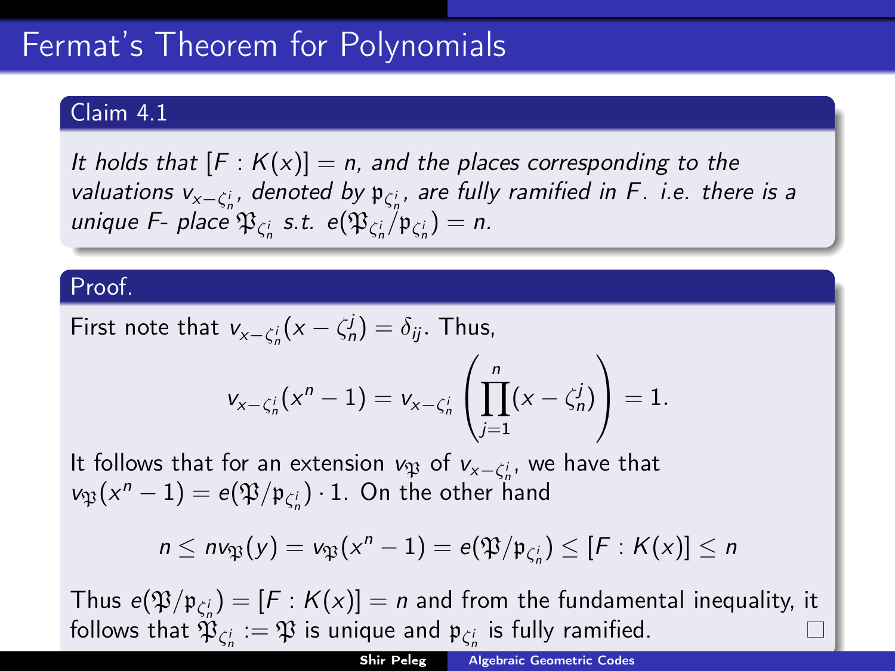# Fermat's Theorem for Polynomials

**Claim 4.1**

*It holds that $[F : K(x)] = n$, and the places corresponding to the valuations $v_{x-\zeta_n^i}$, denoted by $\mathfrak{p}_{\zeta_n^i}$, are fully ramified in $F$. i.e. there is a unique $F$- place $\mathfrak{P}_{\zeta_n^i}$ s.t. $e(\mathfrak{P}_{\zeta_n^i}/\mathfrak{p}_{\zeta_n^i}) = n$.*

**Proof.**

First note that $v_{x-\zeta_n^i}(x - \zeta_n^j) = \delta_{ij}$. Thus,

$$v_{x-\zeta_n^i}(x^n - 1) = v_{x-\zeta_n^i}\left(\prod_{j=1}^{n}(x - \zeta_n^j)\right) = 1.$$

It follows that for an extension $v_{\mathfrak{P}}$ of $v_{x-\zeta_n^i}$, we have that $v_{\mathfrak{P}}(x^n - 1) = e(\mathfrak{P}/\mathfrak{p}_{\zeta_n^i}) \cdot 1$. On the other hand

$$n \le n v_{\mathfrak{P}}(y) = v_{\mathfrak{P}}(x^n - 1) = e(\mathfrak{P}/\mathfrak{p}_{\zeta_n^i}) \le [F : K(x)] \le n$$

Thus $e(\mathfrak{P}/\mathfrak{p}_{\zeta_n^i}) = [F : K(x)] = n$ and from the fundamental inequality, it follows that $\mathfrak{P}_{\zeta_n^i} := \mathfrak{P}$ is unique and $\mathfrak{p}_{\zeta_n^i}$ is fully ramified. □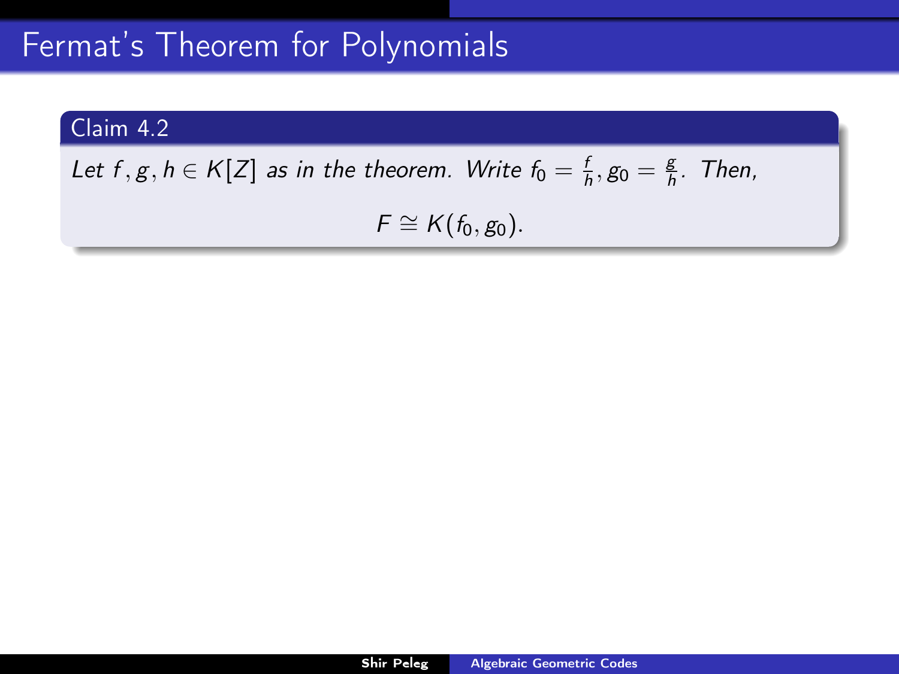# Fermat's Theorem for Polynomials

**Claim 4.2**

*Let $f, g, h \in K[Z]$ as in the theorem. Write $f_0 = \frac{f}{h}, g_0 = \frac{g}{h}$. Then,*

$$F \cong K(f_0, g_0).$$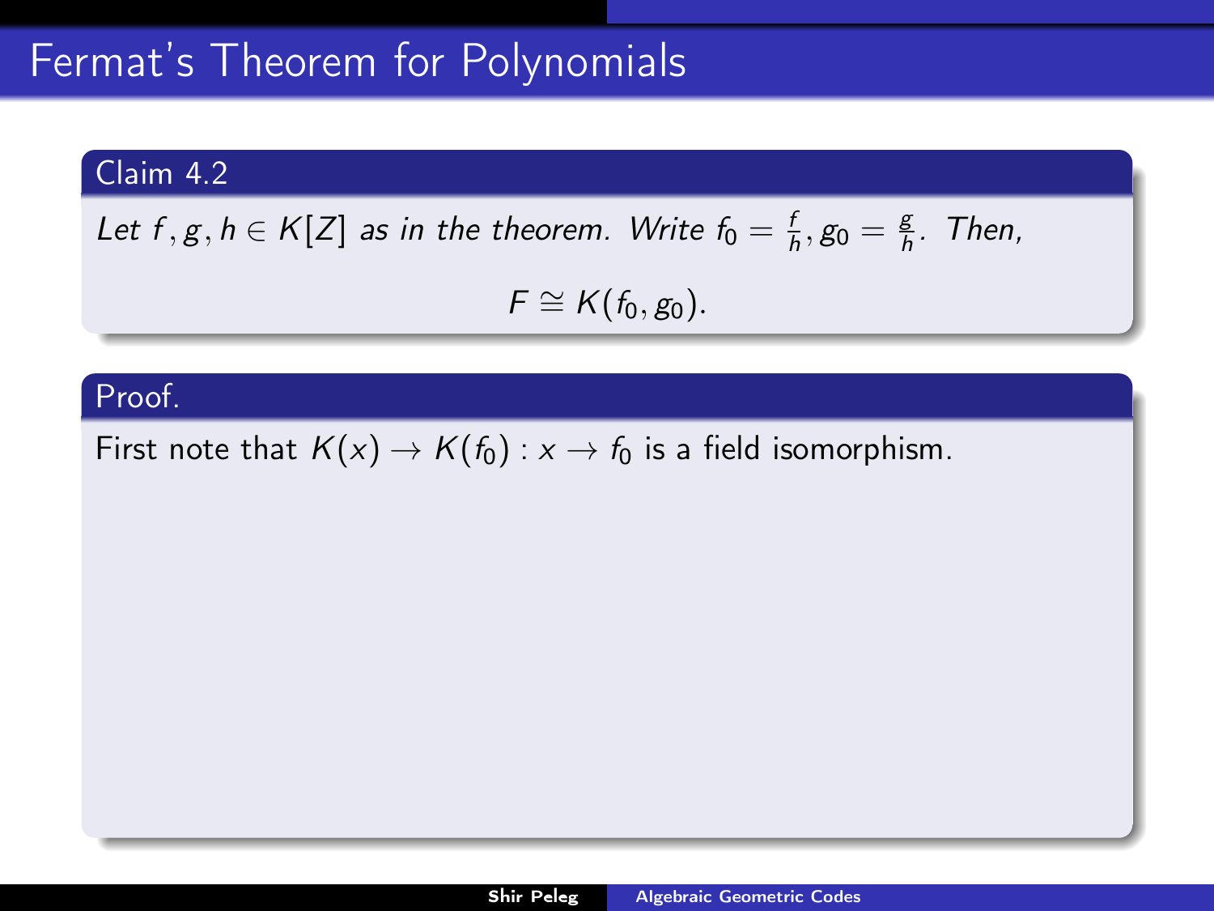# Fermat's Theorem for Polynomials

**Claim 4.2**

*Let $f, g, h \in K[Z]$ as in the theorem. Write $f_0 = \frac{f}{h}, g_0 = \frac{g}{h}$. Then,*

$$F \cong K(f_0, g_0).$$

**Proof.**

First note that $K(x) \to K(f_0) : x \to f_0$ is a field isomorphism.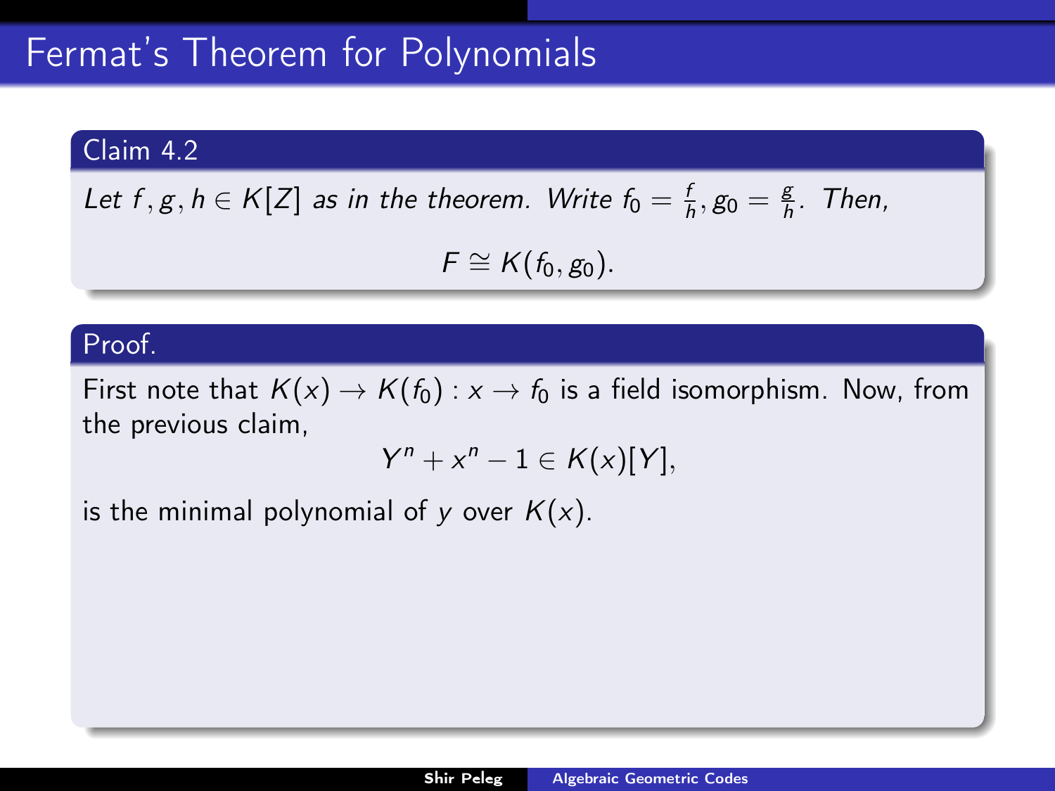## Fermat's Theorem for Polynomials

**Claim 4.2**

*Let $f, g, h \in K[Z]$ as in the theorem. Write $f_0 = \frac{f}{h}, g_0 = \frac{g}{h}$. Then,*

$$F \cong K(f_0, g_0).$$

**Proof.**

First note that $K(x) \to K(f_0) : x \to f_0$ is a field isomorphism. Now, from the previous claim,

$$Y^n + x^n - 1 \in K(x)[Y],$$

is the minimal polynomial of $y$ over $K(x)$.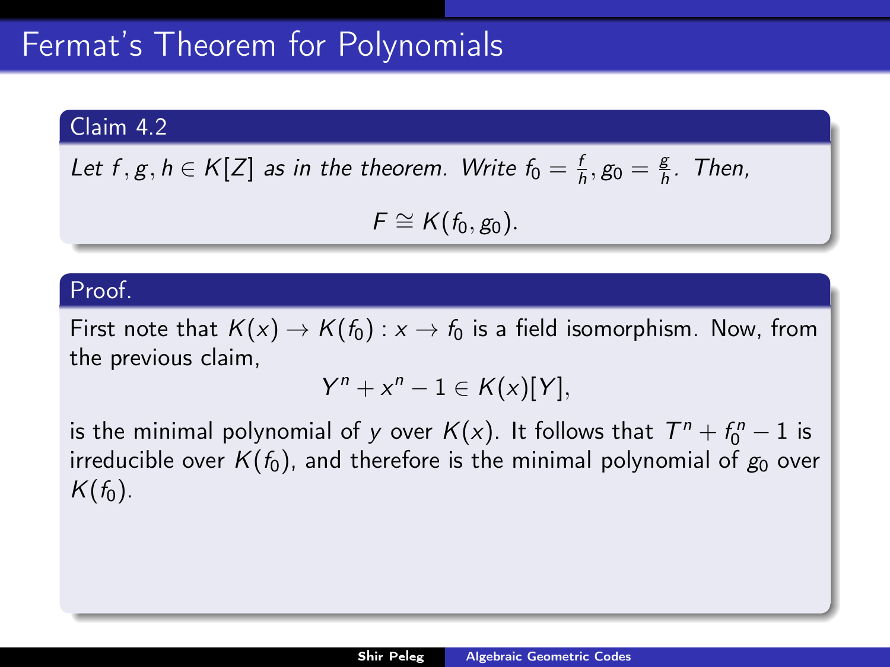## Fermat's Theorem for Polynomials

**Claim 4.2**

*Let $f, g, h \in K[Z]$ as in the theorem. Write $f_0 = \frac{f}{h}, g_0 = \frac{g}{h}$. Then,*

$$F \cong K(f_0, g_0).$$

**Proof.**

First note that $K(x) \to K(f_0) : x \to f_0$ is a field isomorphism. Now, from the previous claim,

$$Y^n + x^n - 1 \in K(x)[Y],$$

is the minimal polynomial of $y$ over $K(x)$. It follows that $T^n + f_0^n - 1$ is irreducible over $K(f_0)$, and therefore is the minimal polynomial of $g_0$ over $K(f_0)$.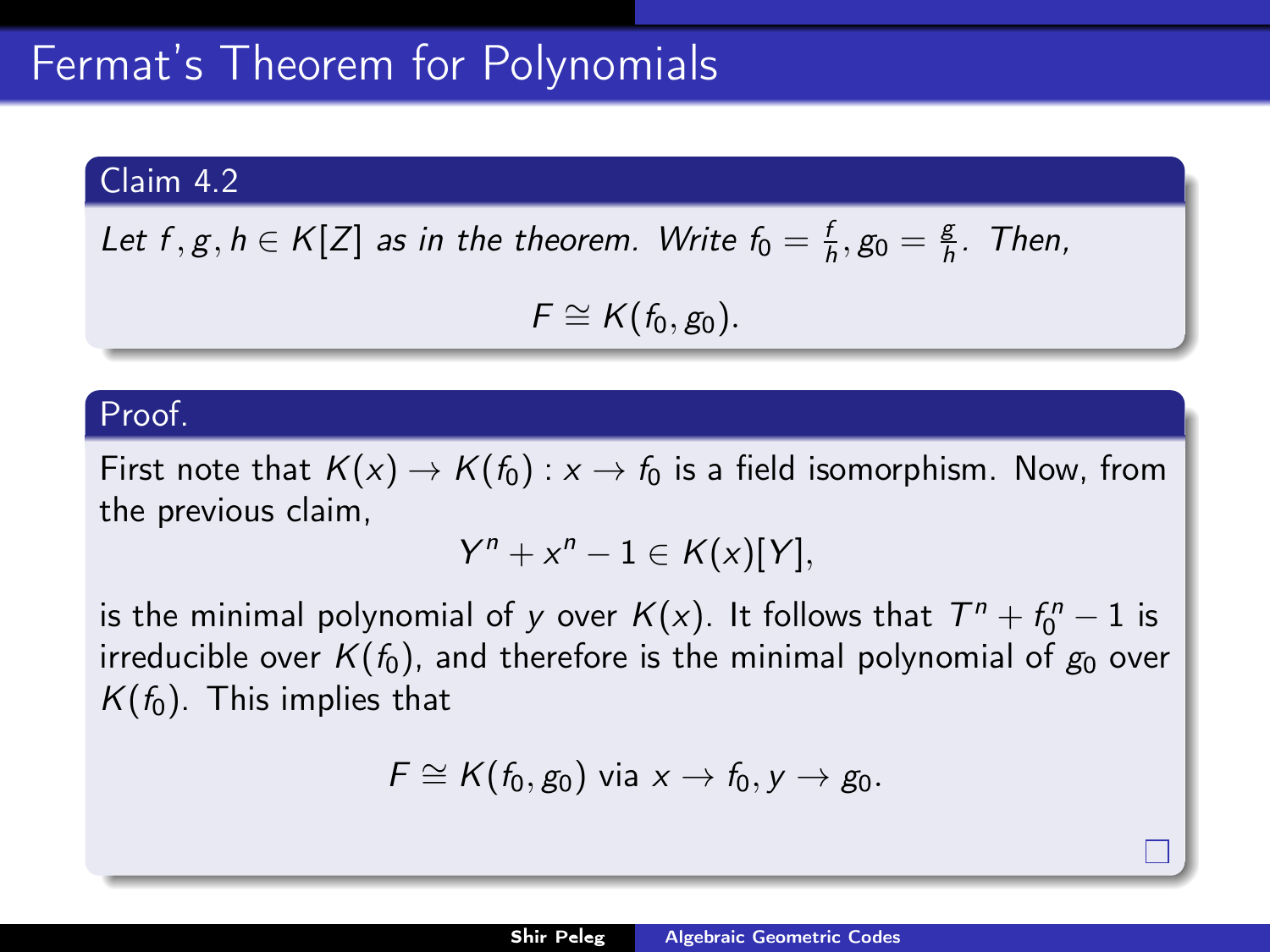# Fermat's Theorem for Polynomials

**Claim 4.2**

*Let $f, g, h \in K[Z]$ as in the theorem. Write $f_0 = \frac{f}{h}, g_0 = \frac{g}{h}$. Then,*

$$F \cong K(f_0, g_0).$$

**Proof.**

First note that $K(x) \to K(f_0) : x \to f_0$ is a field isomorphism. Now, from the previous claim,

$$Y^n + x^n - 1 \in K(x)[Y],$$

is the minimal polynomial of $y$ over $K(x)$. It follows that $T^n + f_0^n - 1$ is irreducible over $K(f_0)$, and therefore is the minimal polynomial of $g_0$ over $K(f_0)$. This implies that

$$F \cong K(f_0, g_0) \text{ via } x \to f_0, y \to g_0.$$

□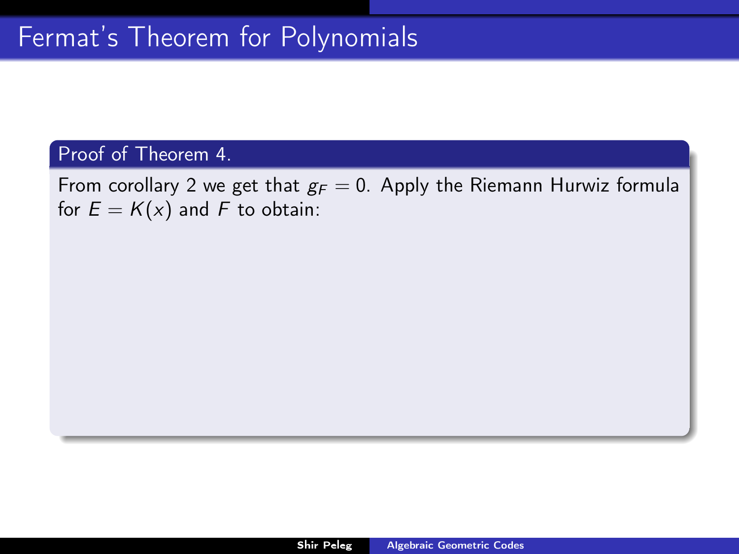# Fermat's Theorem for Polynomials

**Proof of Theorem 4.**

From corollary 2 we get that $g_F = 0$. Apply the Riemann Hurwiz formula for $E = K(x)$ and $F$ to obtain: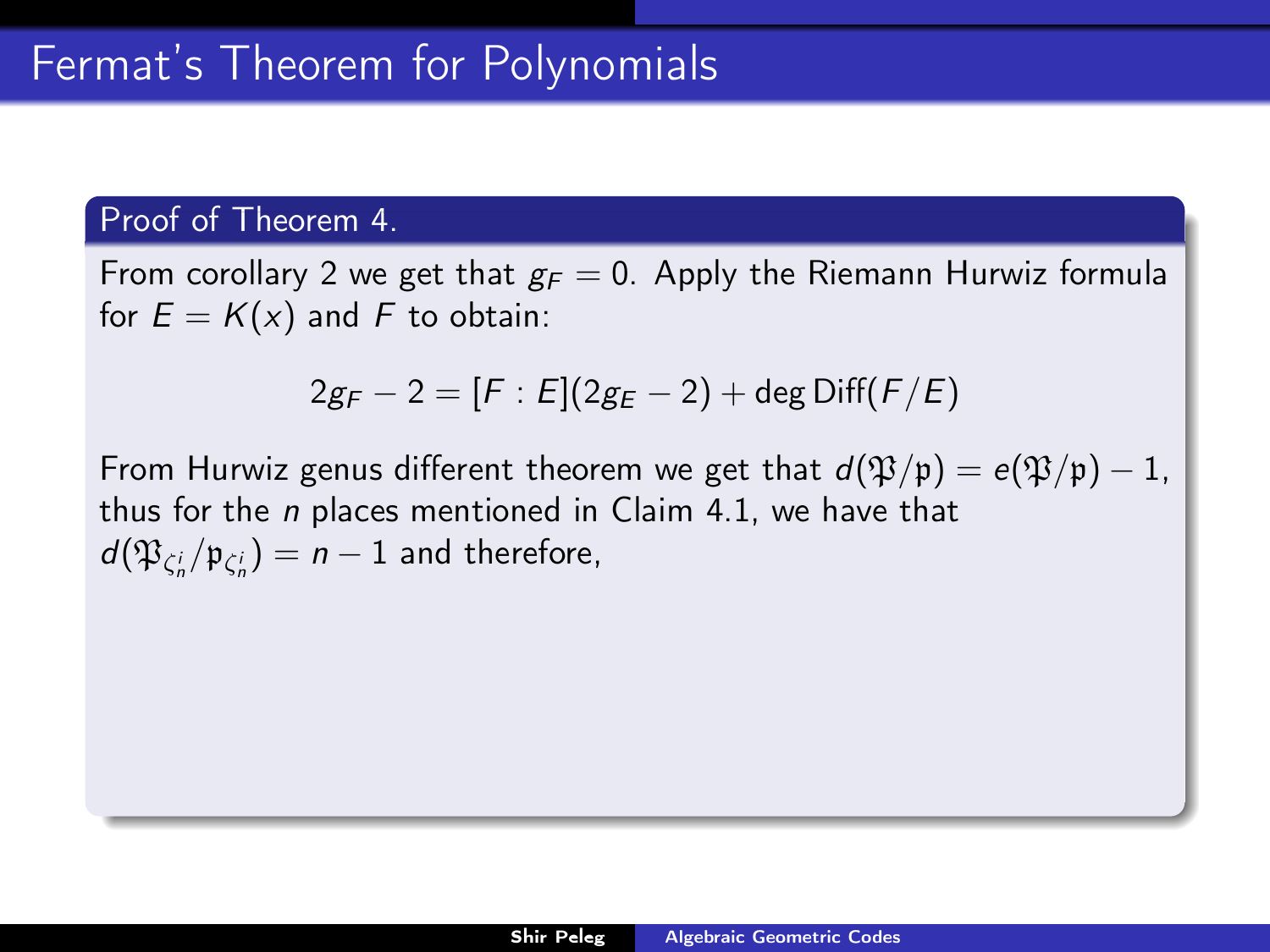## Fermat's Theorem for Polynomials

**Proof of Theorem 4.**

From corollary 2 we get that $g_F = 0$. Apply the Riemann Hurwiz formula for $E = K(x)$ and $F$ to obtain:

$$2g_F - 2 = [F : E](2g_E - 2) + \deg \mathrm{Diff}(F/E)$$

From Hurwiz genus different theorem we get that $d(\mathfrak{P}/\mathfrak{p}) = e(\mathfrak{P}/\mathfrak{p}) - 1$, thus for the $n$ places mentioned in Claim 4.1, we have that $d(\mathfrak{P}_{\zeta_n^i}/\mathfrak{p}_{\zeta_n^i}) = n - 1$ and therefore,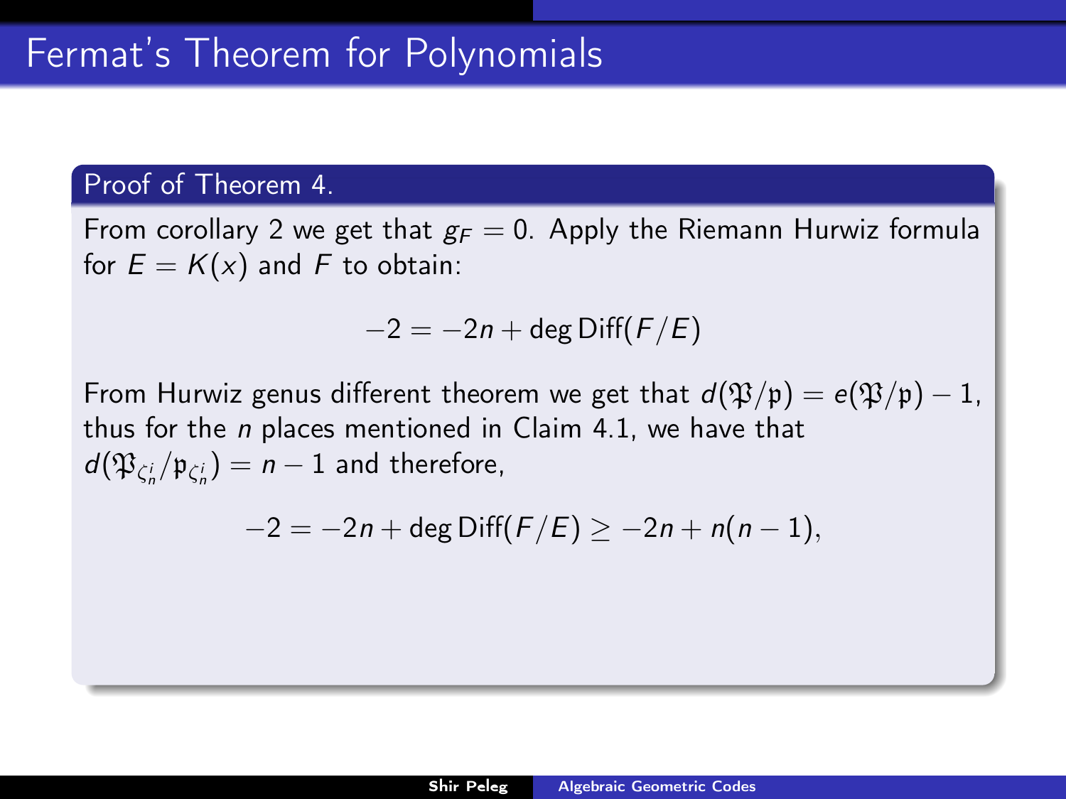# Fermat's Theorem for Polynomials

**Proof of Theorem 4.**

From corollary 2 we get that $g_F = 0$. Apply the Riemann Hurwiz formula for $E = K(x)$ and $F$ to obtain:

$$-2 = -2n + \deg \mathrm{Diff}(F/E)$$

From Hurwiz genus different theorem we get that $d(\mathfrak{P}/\mathfrak{p}) = e(\mathfrak{P}/\mathfrak{p}) - 1$, thus for the $n$ places mentioned in Claim 4.1, we have that $d(\mathfrak{P}_{\zeta_n^i}/\mathfrak{p}_{\zeta_n^i}) = n - 1$ and therefore,

$$-2 = -2n + \deg \mathrm{Diff}(F/E) \geq -2n + n(n-1),$$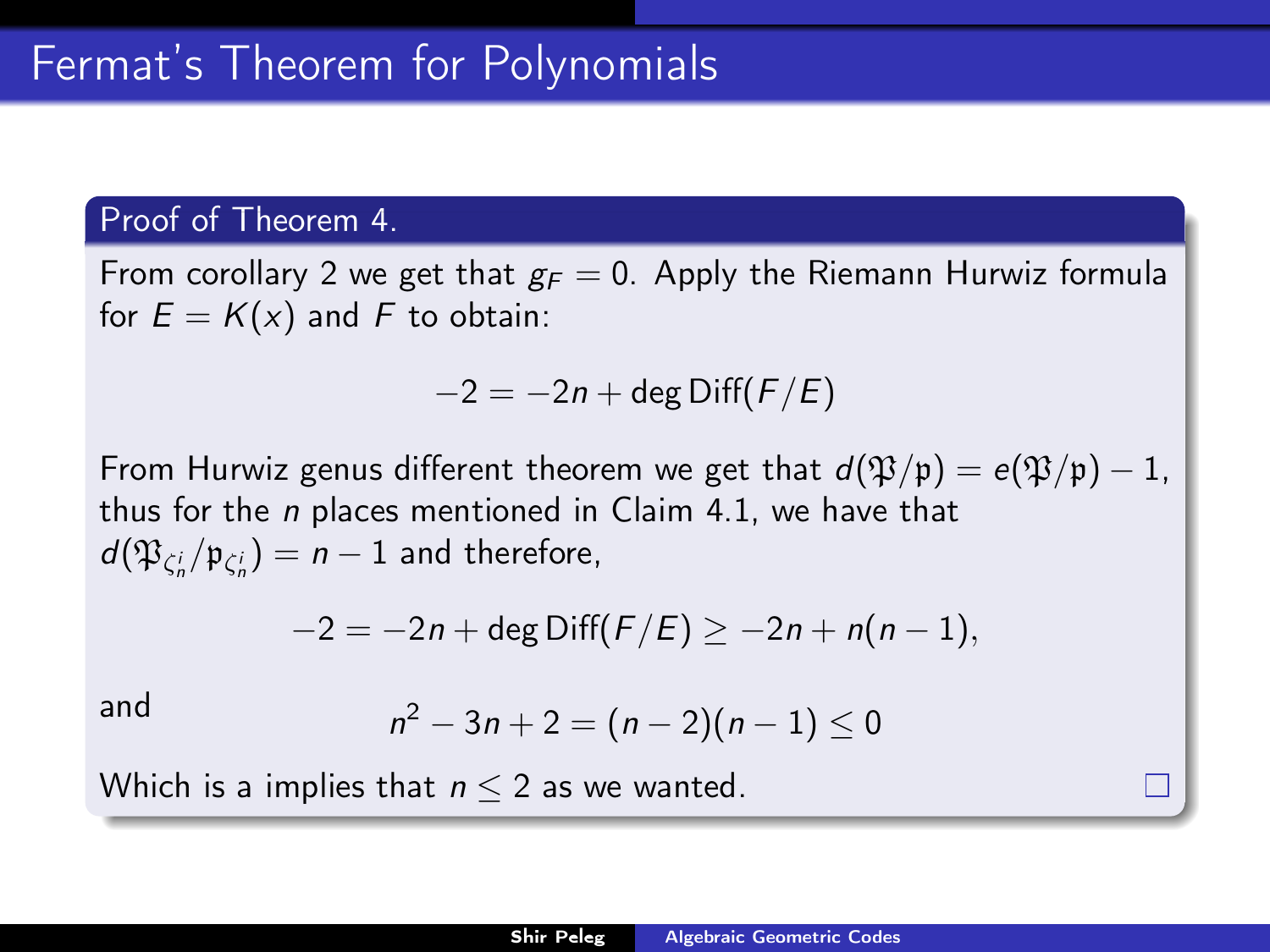# Fermat's Theorem for Polynomials

**Proof of Theorem 4.**

From corollary 2 we get that $g_F = 0$. Apply the Riemann Hurwiz formula for $E = K(x)$ and $F$ to obtain:

$$-2 = -2n + \deg \mathrm{Diff}(F/E)$$

From Hurwiz genus different theorem we get that $d(\mathfrak{P}/\mathfrak{p}) = e(\mathfrak{P}/\mathfrak{p}) - 1$, thus for the $n$ places mentioned in Claim 4.1, we have that $d(\mathfrak{P}_{\zeta_n^i}/\mathfrak{p}_{\zeta_n^i}) = n - 1$ and therefore,

$$-2 = -2n + \deg \mathrm{Diff}(F/E) \geq -2n + n(n-1),$$

and

$$n^2 - 3n + 2 = (n-2)(n-1) \leq 0$$

Which is a implies that $n \leq 2$ as we wanted. □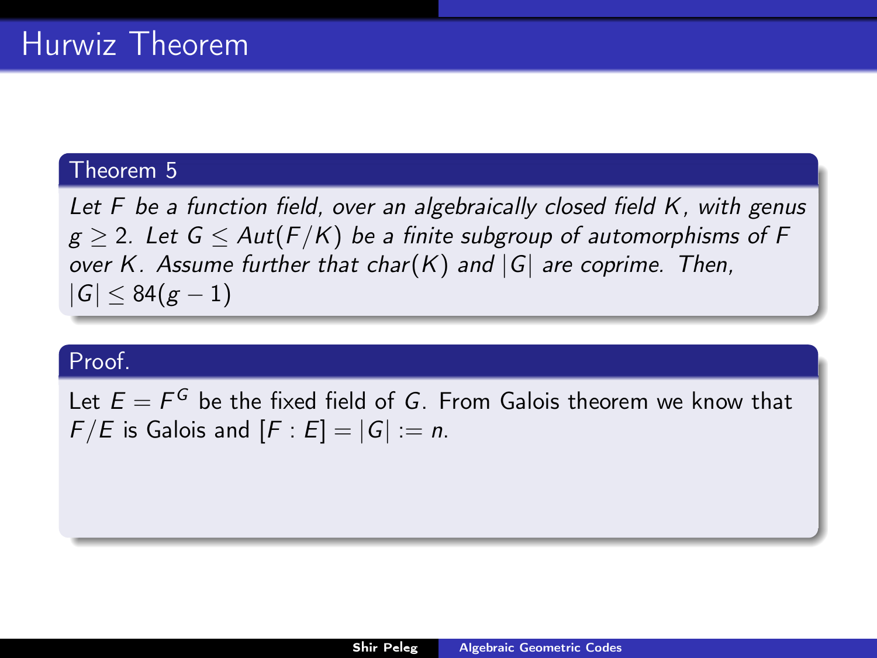# Hurwiz Theorem

**Theorem 5**

*Let $F$ be a function field, over an algebraically closed field $K$, with genus $g \geq 2$. Let $G \leq Aut(F/K)$ be a finite subgroup of automorphisms of $F$ over $K$. Assume further that $char(K)$ and $|G|$ are coprime. Then, $|G| \leq 84(g-1)$*

**Proof.**

Let $E = F^G$ be the fixed field of $G$. From Galois theorem we know that $F/E$ is Galois and $[F : E] = |G| := n$.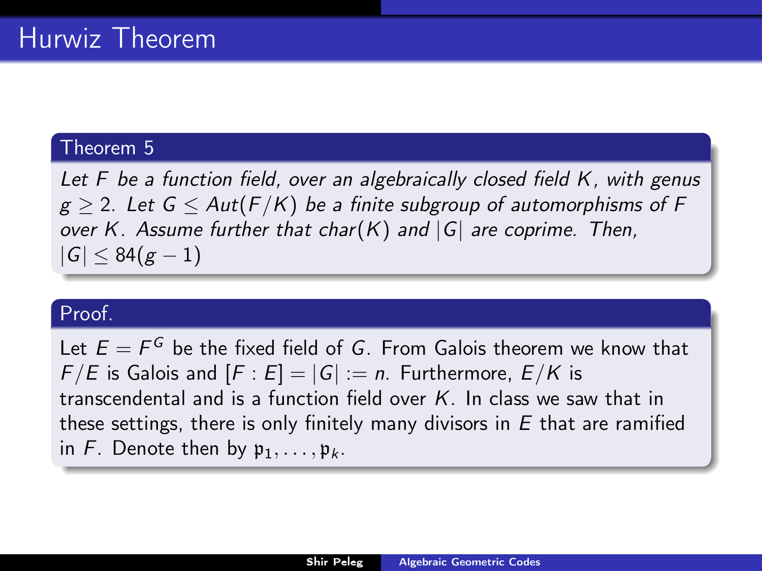# Hurwiz Theorem

**Theorem 5**

*Let $F$ be a function field, over an algebraically closed field $K$, with genus $g \geq 2$. Let $G \leq Aut(F/K)$ be a finite subgroup of automorphisms of $F$ over $K$. Assume further that $char(K)$ and $|G|$ are coprime. Then, $|G| \leq 84(g-1)$*

**Proof.**

Let $E = F^G$ be the fixed field of $G$. From Galois theorem we know that $F/E$ is Galois and $[F : E] = |G| := n$. Furthermore, $E/K$ is transcendental and is a function field over $K$. In class we saw that in these settings, there is only finitely many divisors in $E$ that are ramified in $F$. Denote then by $\mathfrak{p}_1, \ldots, \mathfrak{p}_k$.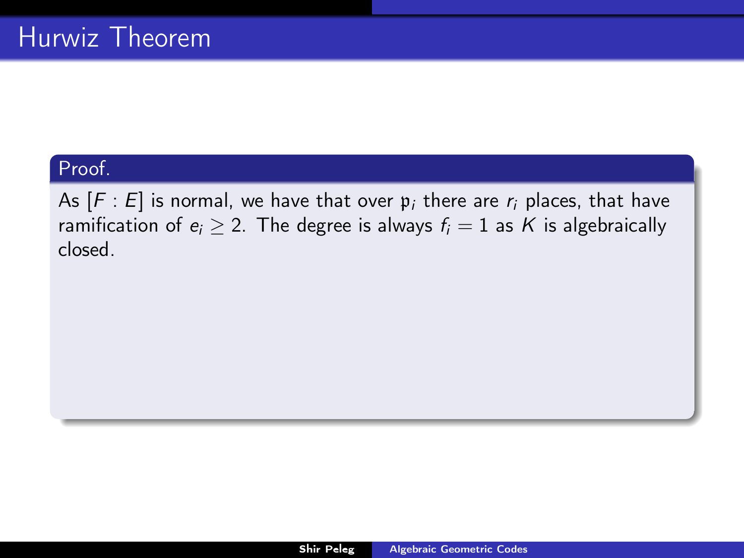# Hurwiz Theorem

**Proof.**

As $[F : E]$ is normal, we have that over $\mathfrak{p}_i$ there are $r_i$ places, that have ramification of $e_i \geq 2$. The degree is always $f_i = 1$ as $K$ is algebraically closed.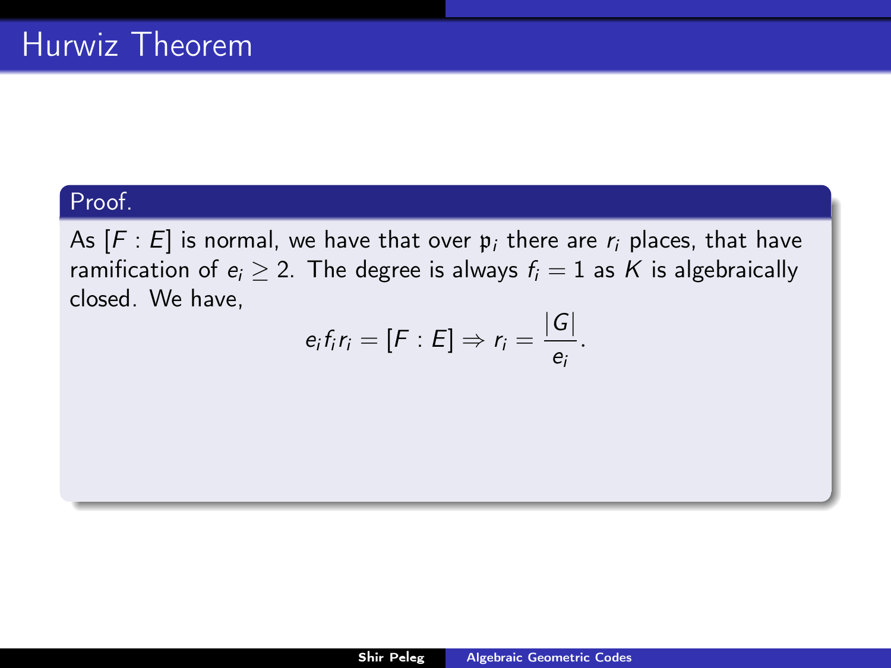# Hurwiz Theorem

**Proof.**

As $[F : E]$ is normal, we have that over $\mathfrak{p}_i$ there are $r_i$ places, that have ramification of $e_i \geq 2$. The degree is always $f_i = 1$ as $K$ is algebraically closed. We have,

$$e_i f_i r_i = [F : E] \Rightarrow r_i = \frac{|G|}{e_i}.$$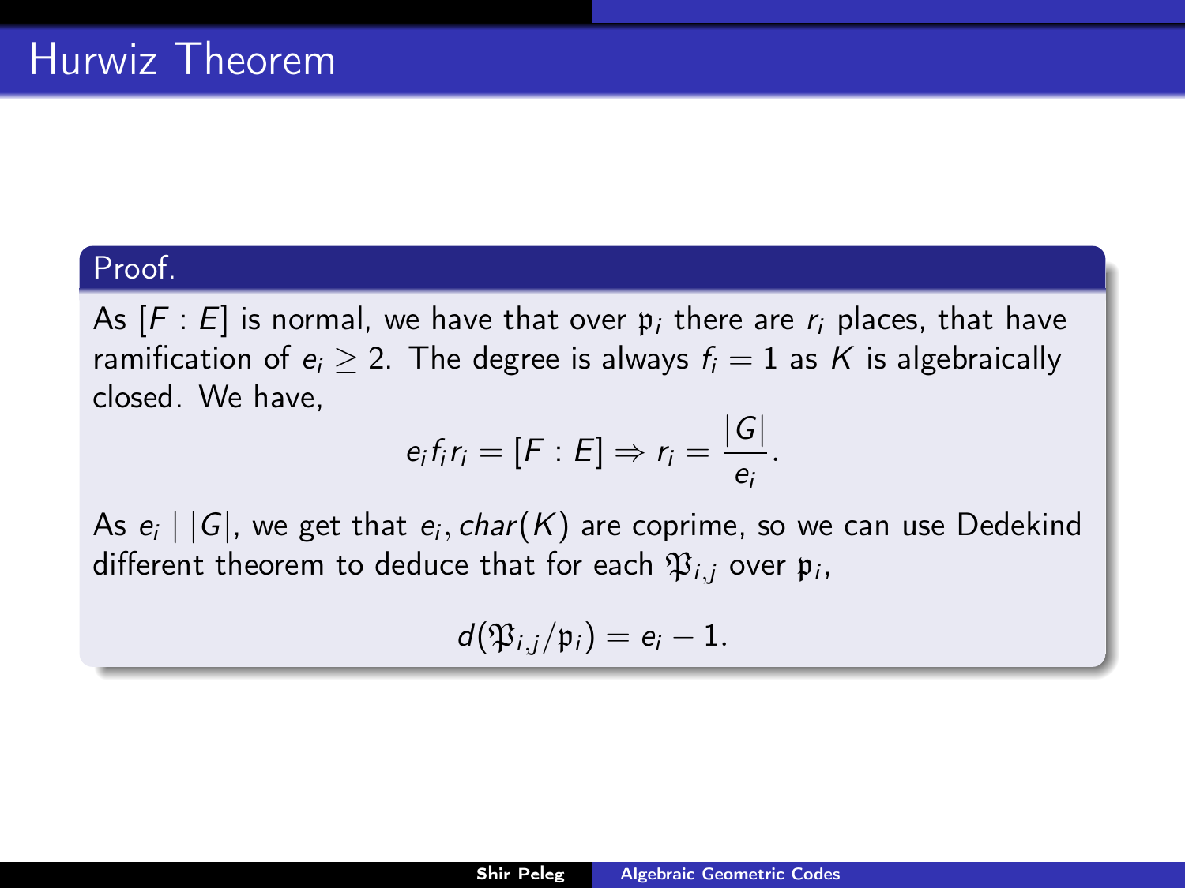# Hurwiz Theorem

**Proof.**

As $[F:E]$ is normal, we have that over $\mathfrak{p}_i$ there are $r_i$ places, that have ramification of $e_i \geq 2$. The degree is always $f_i = 1$ as $K$ is algebraically closed. We have,

$$e_i f_i r_i = [F:E] \Rightarrow r_i = \frac{|G|}{e_i}.$$

As $e_i \mid |G|$, we get that $e_i, char(K)$ are coprime, so we can use Dedekind different theorem to deduce that for each $\mathfrak{P}_{i,j}$ over $\mathfrak{p}_i$,

$$d(\mathfrak{P}_{i,j}/\mathfrak{p}_i) = e_i - 1.$$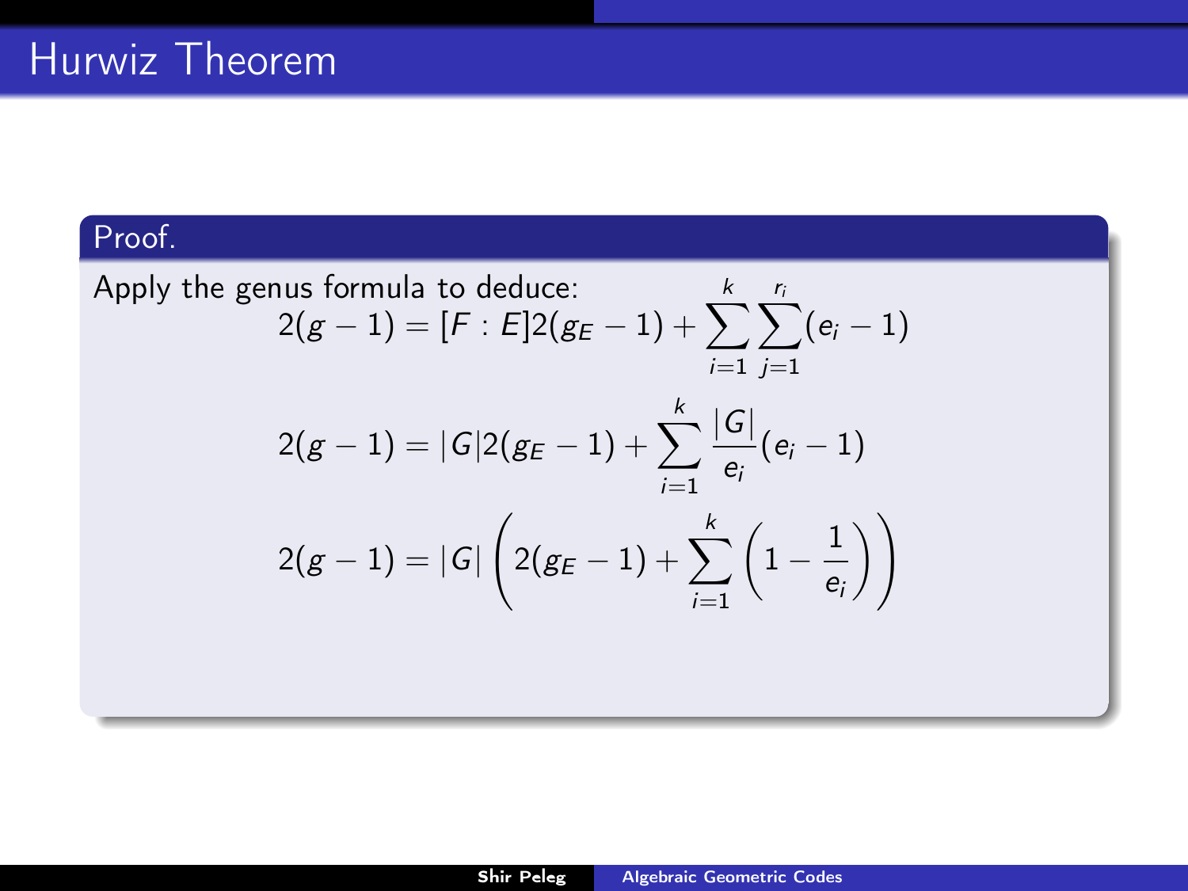# Hurwiz Theorem

**Proof.**

Apply the genus formula to deduce:

$$2(g-1) = [F:E]2(g_E - 1) + \sum_{i=1}^{k} \sum_{j=1}^{r_i} (e_i - 1)$$

$$2(g-1) = |G|2(g_E - 1) + \sum_{i=1}^{k} \frac{|G|}{e_i}(e_i - 1)$$

$$2(g-1) = |G| \left( 2(g_E - 1) + \sum_{i=1}^{k} \left(1 - \frac{1}{e_i}\right) \right)$$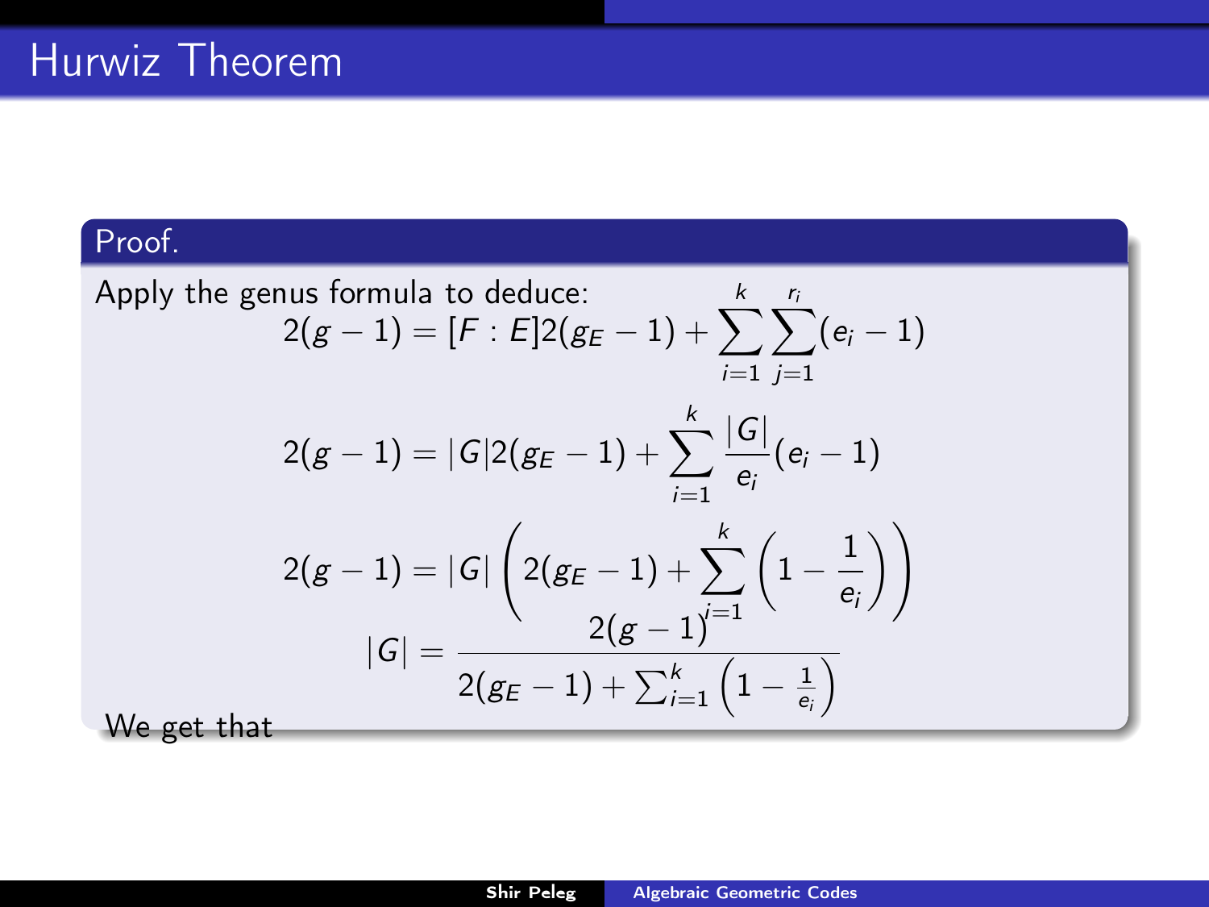# Hurwiz Theorem

**Proof.**

Apply the genus formula to deduce:

$$2(g-1) = [F:E]2(g_E - 1) + \sum_{i=1}^{k}\sum_{j=1}^{r_i}(e_i - 1)$$

$$2(g-1) = |G|2(g_E - 1) + \sum_{i=1}^{k}\frac{|G|}{e_i}(e_i - 1)$$

$$2(g-1) = |G|\left(2(g_E - 1) + \sum_{i=1}^{k}\left(1 - \frac{1}{e_i}\right)\right)$$

$$|G| = \frac{2(g-1)}{2(g_E - 1) + \sum_{i=1}^{k}\left(1 - \frac{1}{e_i}\right)}$$

We get that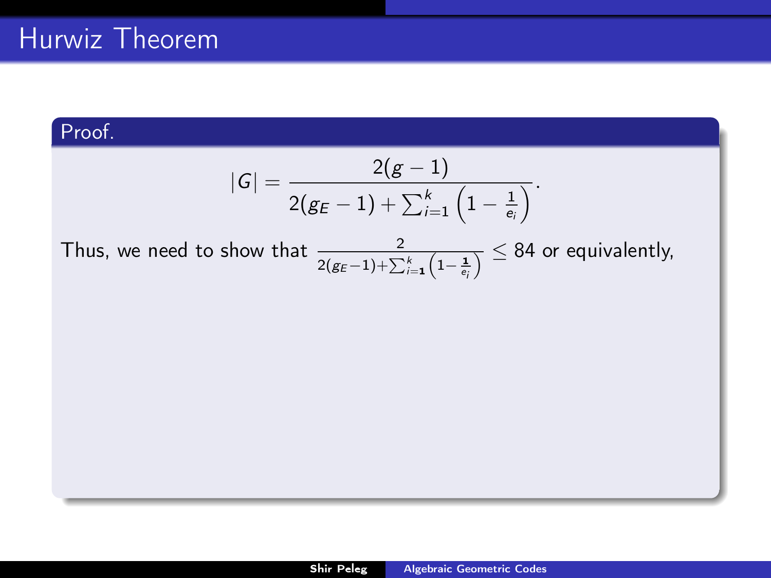# Hurwiz Theorem

**Proof.**

$$|G| = \frac{2(g-1)}{2(g_E - 1) + \sum_{i=1}^{k}\left(1 - \frac{1}{e_i}\right)}.$$

Thus, we need to show that $\frac{2}{2(g_E-1)+\sum_{i=1}^{k}\left(1-\frac{1}{e_i}\right)} \leq 84$ or equivalently,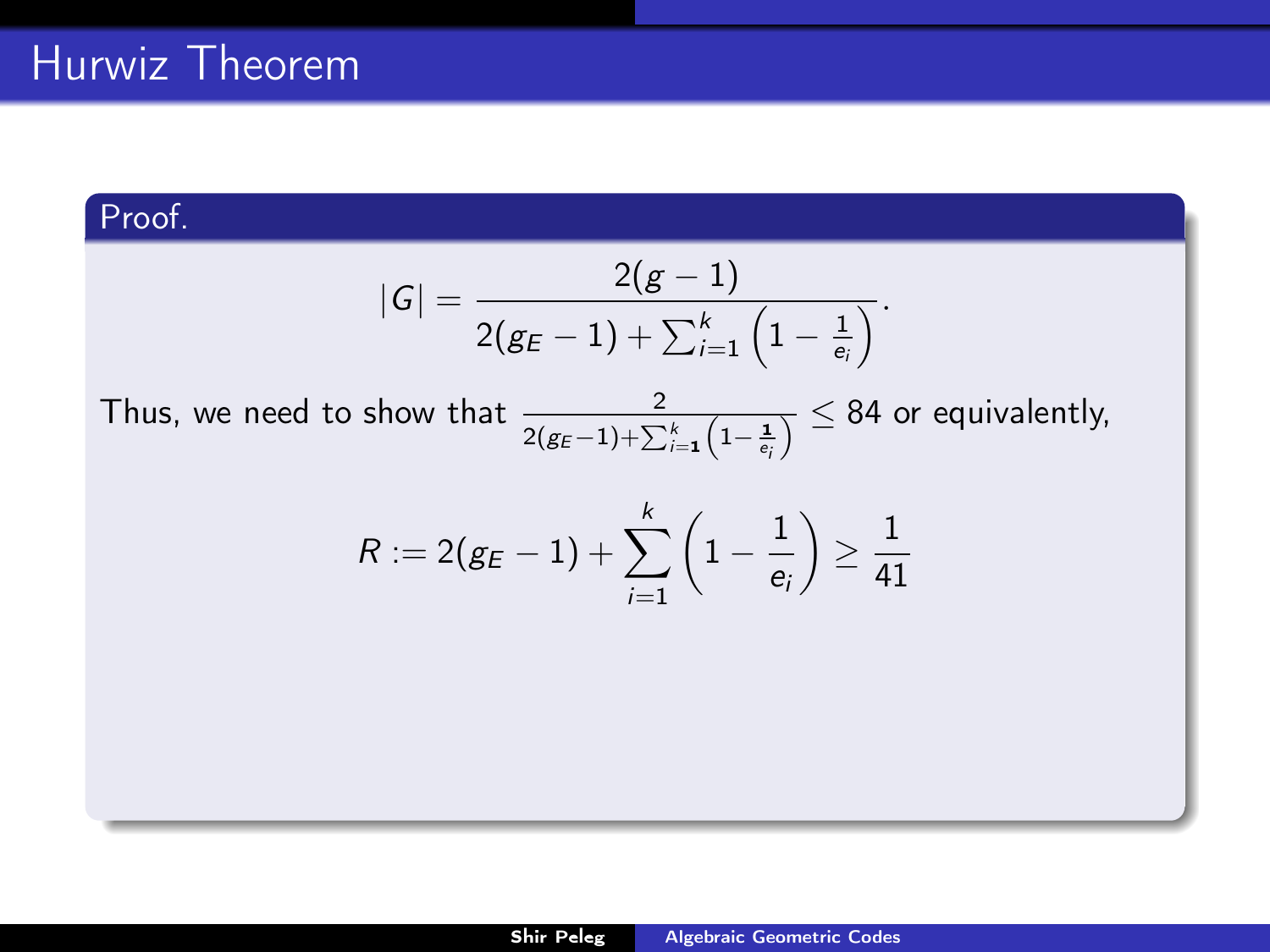# Hurwiz Theorem

**Proof.**

$$|G| = \frac{2(g-1)}{2(g_E - 1) + \sum_{i=1}^{k}\left(1 - \frac{1}{e_i}\right)}.$$

Thus, we need to show that $\frac{2}{2(g_E-1)+\sum_{i=1}^{k}\left(1-\frac{1}{e_i}\right)} \leq 84$ or equivalently,

$$R := 2(g_E - 1) + \sum_{i=1}^{k}\left(1 - \frac{1}{e_i}\right) \geq \frac{1}{41}$$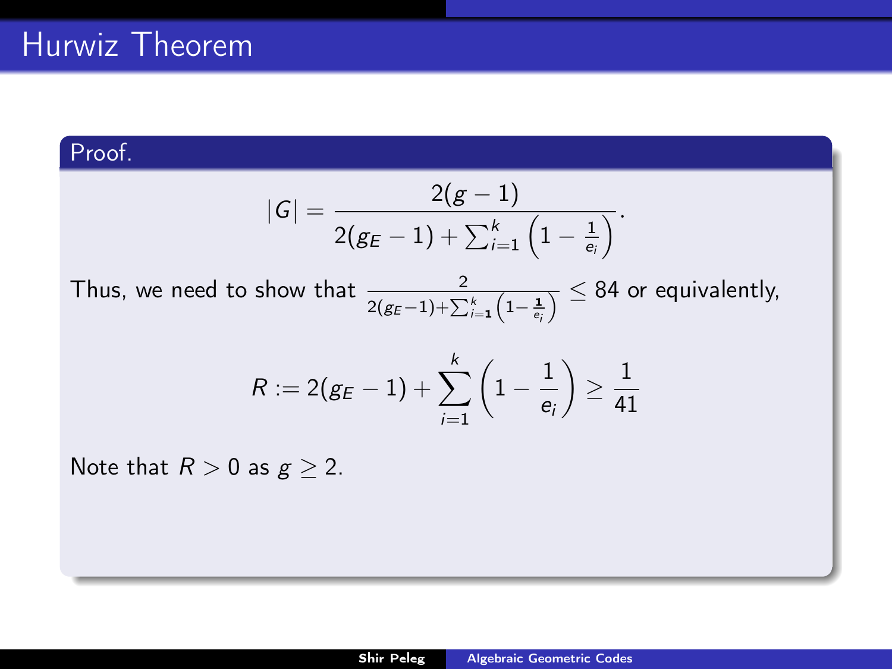# Hurwiz Theorem

**Proof.**

$$|G| = \frac{2(g-1)}{2(g_E - 1) + \sum_{i=1}^{k} \left(1 - \frac{1}{e_i}\right)}.$$

Thus, we need to show that $\frac{2}{2(g_E-1)+\sum_{i=1}^{k}\left(1-\frac{1}{e_i}\right)} \leq 84$ or equivalently,

$$R := 2(g_E - 1) + \sum_{i=1}^{k} \left(1 - \frac{1}{e_i}\right) \geq \frac{1}{41}$$

Note that $R > 0$ as $g \geq 2$.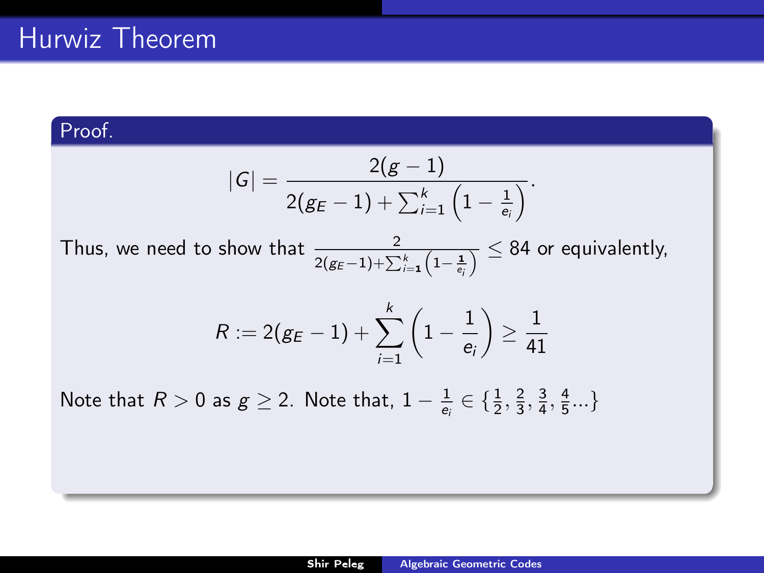# Hurwiz Theorem

**Proof.**

$$|G| = \frac{2(g-1)}{2(g_E - 1) + \sum_{i=1}^{k}\left(1 - \frac{1}{e_i}\right)}.$$

Thus, we need to show that $\frac{2}{2(g_E-1)+\sum_{i=1}^{k}\left(1-\frac{1}{e_i}\right)} \leq 84$ or equivalently,

$$R := 2(g_E - 1) + \sum_{i=1}^{k}\left(1 - \frac{1}{e_i}\right) \geq \frac{1}{41}$$

Note that $R > 0$ as $g \geq 2$. Note that, $1 - \frac{1}{e_i} \in \{\frac{1}{2}, \frac{2}{3}, \frac{3}{4}, \frac{4}{5} \ldots\}$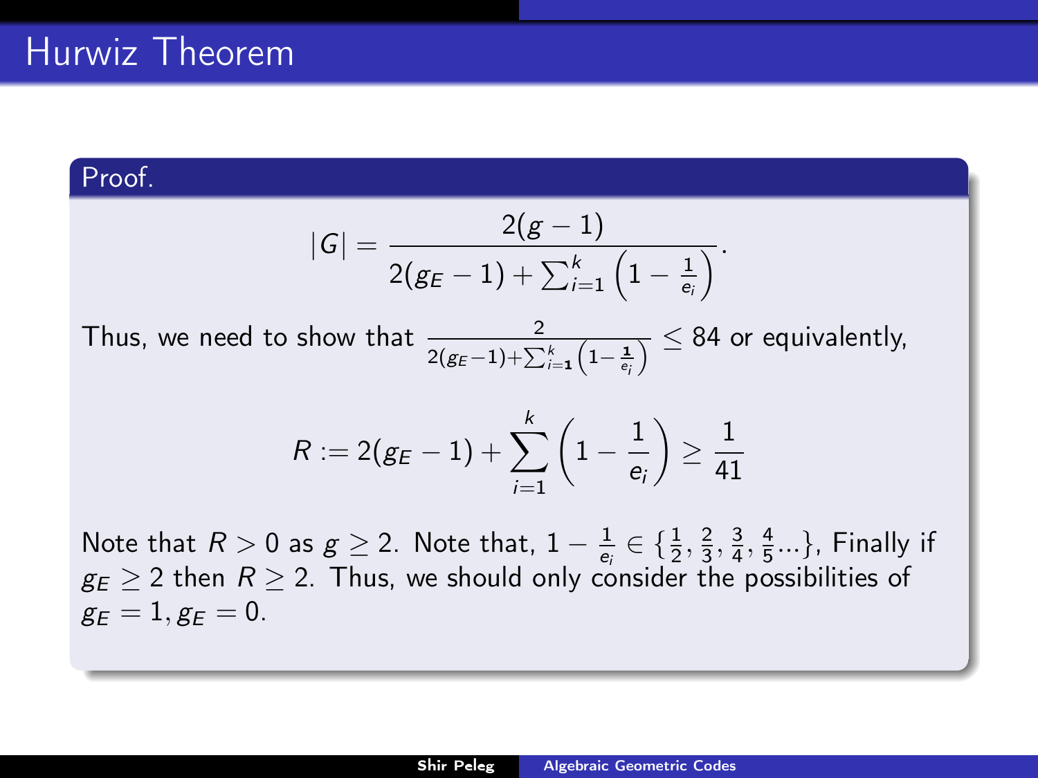# Hurwiz Theorem

**Proof.**

$$|G| = \frac{2(g-1)}{2(g_E - 1) + \sum_{i=1}^{k}\left(1 - \frac{1}{e_i}\right)}.$$

Thus, we need to show that $\frac{2}{2(g_E-1)+\sum_{i=1}^{k}\left(1-\frac{1}{e_i}\right)} \leq 84$ or equivalently,

$$R := 2(g_E - 1) + \sum_{i=1}^{k}\left(1 - \frac{1}{e_i}\right) \geq \frac{1}{41}$$

Note that $R > 0$ as $g \geq 2$. Note that, $1 - \frac{1}{e_i} \in \{\frac{1}{2}, \frac{2}{3}, \frac{3}{4}, \frac{4}{5}...\}$, Finally if $g_E \geq 2$ then $R \geq 2$. Thus, we should only consider the possibilities of $g_E = 1, g_E = 0$.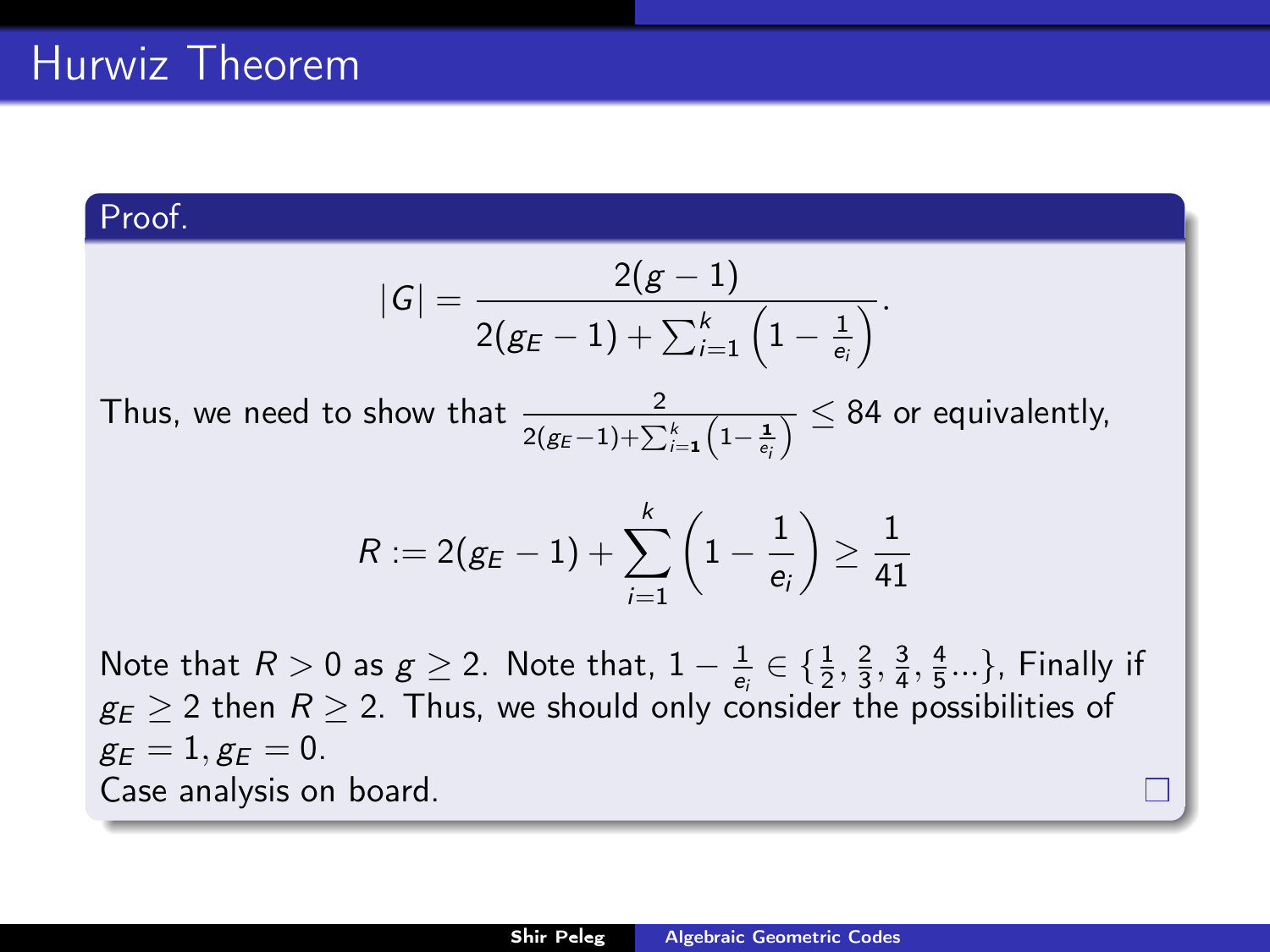# Hurwiz Theorem

**Proof.**

$$|G| = \frac{2(g-1)}{2(g_E - 1) + \sum_{i=1}^{k}\left(1 - \frac{1}{e_i}\right)}.$$

Thus, we need to show that $\frac{2}{2(g_E-1)+\sum_{i=1}^{k}\left(1-\frac{1}{e_i}\right)} \leq 84$ or equivalently,

$$R := 2(g_E - 1) + \sum_{i=1}^{k}\left(1 - \frac{1}{e_i}\right) \geq \frac{1}{41}$$

Note that $R > 0$ as $g \geq 2$. Note that, $1 - \frac{1}{e_i} \in \{\frac{1}{2}, \frac{2}{3}, \frac{3}{4}, \frac{4}{5}...\}$, Finally if $g_E \geq 2$ then $R \geq 2$. Thus, we should only consider the possibilities of $g_E = 1, g_E = 0$.

Case analysis on board. □